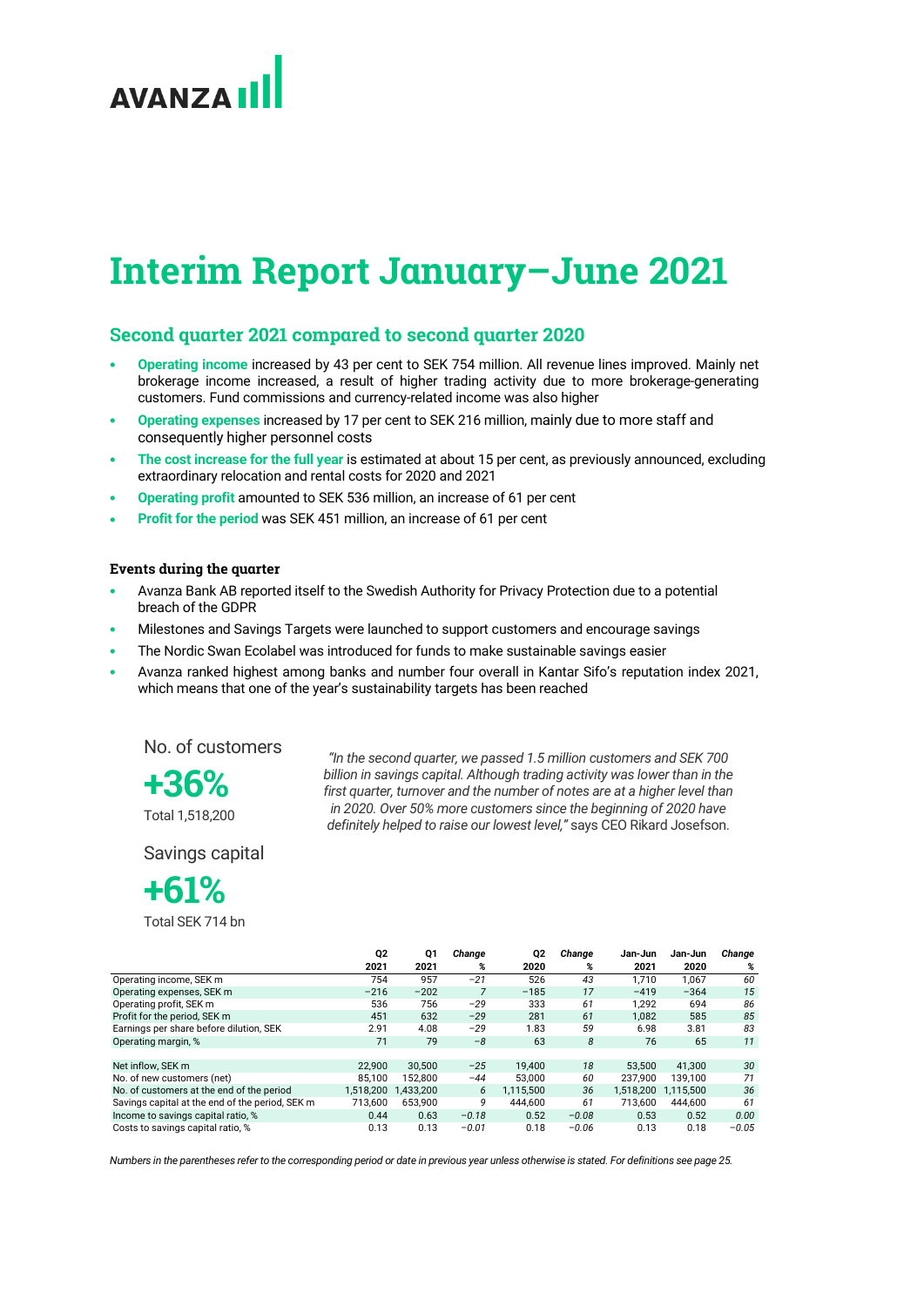AVANZA

# Interim Report January–June 2021

## Second quarter 2021 compared to second quarter 2020

- **Operating income** increased by 43 per cent to SEK 754 million. All revenue lines improved. Mainly net brokerage income increased, a result of higher trading activity due to more brokerage-generating customers. Fund commissions and currency-related income was also higher
- **Operating expenses** increased by 17 per cent to SEK 216 million, mainly due to more staff and consequently higher personnel costs
- **The cost increase for the full year** is estimated at about 15 per cent, as previously announced, excluding extraordinary relocation and rental costs for 2020 and 2021
- **Operating profit** amounted to SEK 536 million, an increase of 61 per cent
- **Profit for the period** was SEK 451 million, an increase of 61 per cent

### Events during the quarter

- Avanza Bank AB reported itself to the Swedish Authority for Privacy Protection due to a potential breach of the GDPR
- Milestones and Savings Targets were launched to support customers and encourage savings
- The Nordic Swan Ecolabel was introduced for funds to make sustainable savings easier
- Avanza ranked highest among banks and number four overall in Kantar Sifo's reputation index 2021, which means that one of the year's sustainability targets has been reached

No. of customers

**+36%**

Total 1,518,200

Savings capital

**+61%**

Total SEK 714 bn

*"In the second quarter, we passed 1.5 million customers and SEK 700 billion in savings capital. Although trading activity was lower than in the first quarter, turnover and the number of notes are at a higher level than in 2020. Over 50% more customers since the beginning of 2020 have definitely helped to raise our lowest level,"* says CEO Rikard Josefson.

| | Q2 2021 | Q1 2021 | *Change %* | Q2 2020 | *Change %* | Jan-Jun 2021 | Jan-Jun 2020 | *Change %* |
|---|---|---|---|---|---|---|---|---|
| Operating income, SEK m | 754 | 957 | *−21* | 526 | *43* | 1,710 | 1,067 | *60* |
| Operating expenses, SEK m | −216 | −202 | *7* | −185 | *17* | −419 | −364 | *15* |
| Operating profit, SEK m | 536 | 756 | *−29* | 333 | *61* | 1,292 | 694 | *86* |
| Profit for the period, SEK m | 451 | 632 | *−29* | 281 | *61* | 1,082 | 585 | *85* |
| Earnings per share before dilution, SEK | 2.91 | 4.08 | *−29* | 1.83 | *59* | 6.98 | 3.81 | *83* |
| Operating margin, % | 71 | 79 | *−8* | 63 | *8* | 76 | 65 | *11* |
| | | | | | | | | |
| Net inflow, SEK m | 22,900 | 30,500 | *−25* | 19,400 | *18* | 53,500 | 41,300 | *30* |
| No. of new customers (net) | 85,100 | 152,800 | *−44* | 53,000 | *60* | 237,900 | 139,100 | *71* |
| No. of customers at the end of the period | 1,518,200 | 1,433,200 | *6* | 1,115,500 | *36* | 1,518,200 | 1,115,500 | *36* |
| Savings capital at the end of the period, SEK m | 713,600 | 653,900 | *9* | 444,600 | *61* | 713,600 | 444,600 | *61* |
| Income to savings capital ratio, % | 0.44 | 0.63 | *−0.18* | 0.52 | *−0.08* | 0.53 | 0.52 | *0.00* |
| Costs to savings capital ratio, % | 0.13 | 0.13 | *−0.01* | 0.18 | *−0.06* | 0.13 | 0.18 | *−0.05* |

*Numbers in the parentheses refer to the corresponding period or date in previous year unless otherwise is stated. For definitions see page 25.*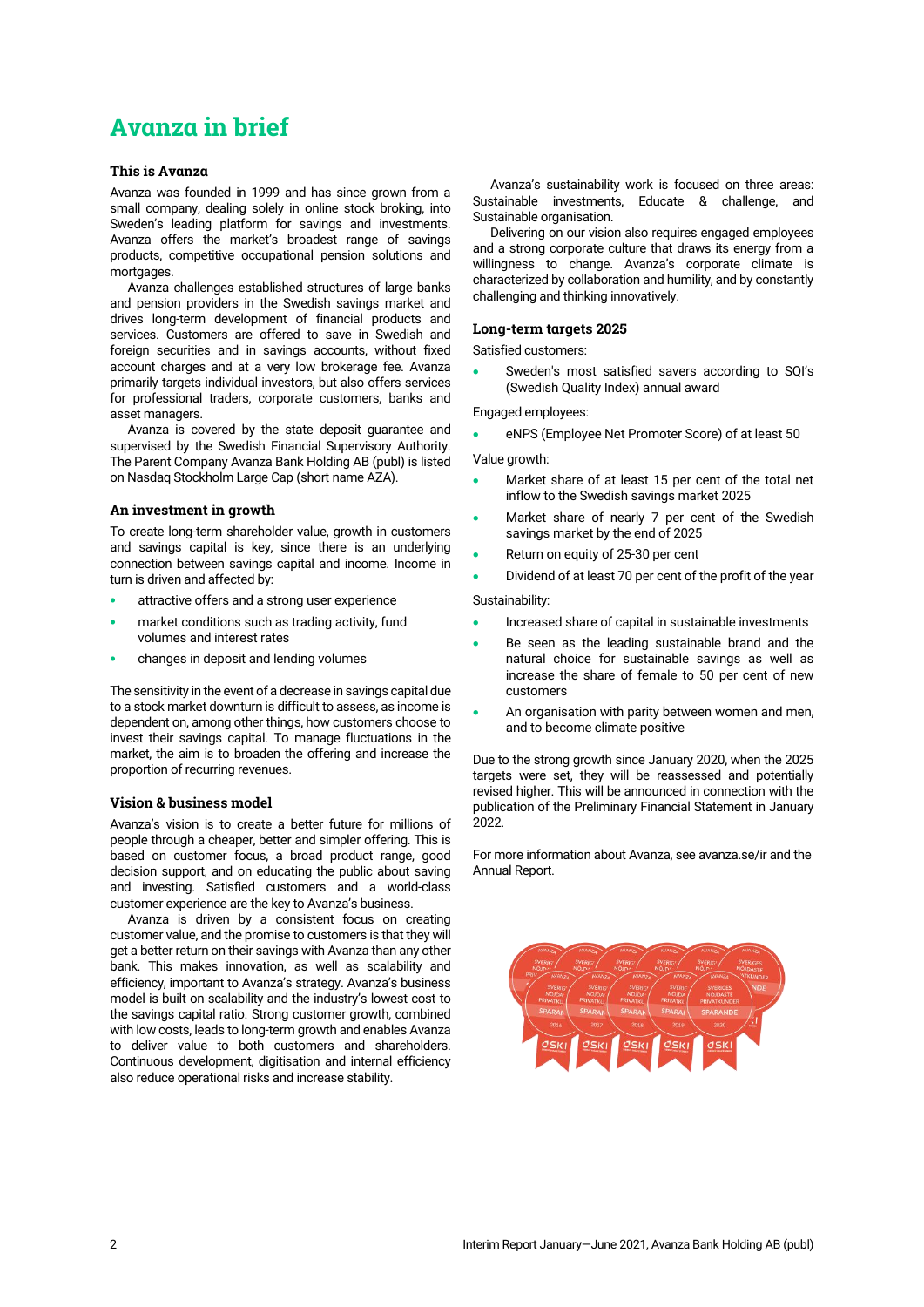# Avanza in brief

## This is Avanza

Avanza was founded in 1999 and has since grown from a small company, dealing solely in online stock broking, into Sweden's leading platform for savings and investments. Avanza offers the market's broadest range of savings products, competitive occupational pension solutions and mortgages.

Avanza challenges established structures of large banks and pension providers in the Swedish savings market and drives long-term development of financial products and services. Customers are offered to save in Swedish and foreign securities and in savings accounts, without fixed account charges and at a very low brokerage fee. Avanza primarily targets individual investors, but also offers services for professional traders, corporate customers, banks and asset managers.

Avanza is covered by the state deposit guarantee and supervised by the Swedish Financial Supervisory Authority. The Parent Company Avanza Bank Holding AB (publ) is listed on Nasdaq Stockholm Large Cap (short name AZA).

## An investment in growth

To create long-term shareholder value, growth in customers and savings capital is key, since there is an underlying connection between savings capital and income. Income in turn is driven and affected by:

- attractive offers and a strong user experience
- market conditions such as trading activity, fund volumes and interest rates
- changes in deposit and lending volumes

The sensitivity in the event of a decrease in savings capital due to a stock market downturn is difficult to assess, as income is dependent on, among other things, how customers choose to invest their savings capital. To manage fluctuations in the market, the aim is to broaden the offering and increase the proportion of recurring revenues.

## Vision & business model

Avanza's vision is to create a better future for millions of people through a cheaper, better and simpler offering. This is based on customer focus, a broad product range, good decision support, and on educating the public about saving and investing. Satisfied customers and a world-class customer experience are the key to Avanza's business.

Avanza is driven by a consistent focus on creating customer value, and the promise to customers is that they will get a better return on their savings with Avanza than any other bank. This makes innovation, as well as scalability and efficiency, important to Avanza's strategy. Avanza's business model is built on scalability and the industry's lowest cost to the savings capital ratio. Strong customer growth, combined with low costs, leads to long-term growth and enables Avanza to deliver value to both customers and shareholders. Continuous development, digitisation and internal efficiency also reduce operational risks and increase stability.

Avanza's sustainability work is focused on three areas: Sustainable investments, Educate & challenge, and Sustainable organisation.

Delivering on our vision also requires engaged employees and a strong corporate culture that draws its energy from a willingness to change. Avanza's corporate climate is characterized by collaboration and humility, and by constantly challenging and thinking innovatively.

## Long-term targets 2025

Satisfied customers:

- Sweden's most satisfied savers according to SQI's (Swedish Quality Index) annual award

Engaged employees:

- eNPS (Employee Net Promoter Score) of at least 50

Value growth:

- Market share of at least 15 per cent of the total net inflow to the Swedish savings market 2025
- Market share of nearly 7 per cent of the Swedish savings market by the end of 2025
- Return on equity of 25-30 per cent
- Dividend of at least 70 per cent of the profit of the year

Sustainability:

- Increased share of capital in sustainable investments
- Be seen as the leading sustainable brand and the natural choice for sustainable savings as well as increase the share of female to 50 per cent of new customers
- An organisation with parity between women and men, and to become climate positive

Due to the strong growth since January 2020, when the 2025 targets were set, they will be reassessed and potentially revised higher. This will be announced in connection with the publication of the Preliminary Financial Statement in January 2022.

For more information about Avanza, see avanza.se/ir and the Annual Report.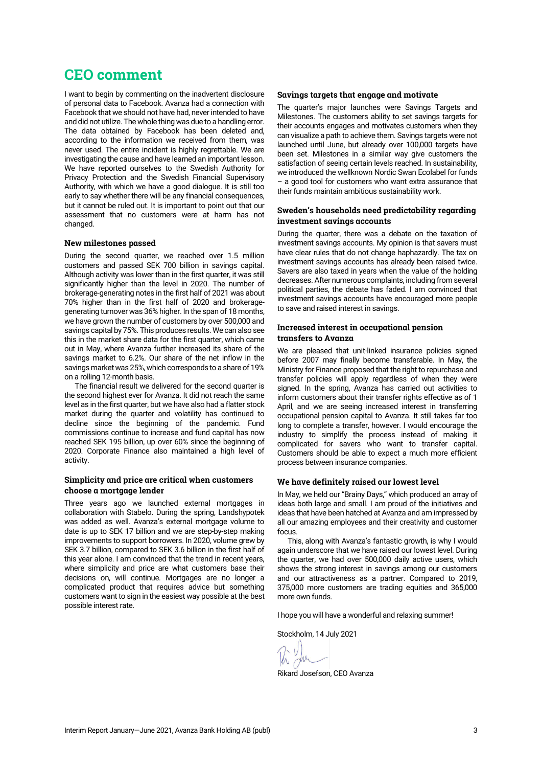# CEO comment

I want to begin by commenting on the inadvertent disclosure of personal data to Facebook. Avanza had a connection with Facebook that we should not have had, never intended to have and did not utilize. The whole thing was due to a handling error. The data obtained by Facebook has been deleted and, according to the information we received from them, was never used. The entire incident is highly regrettable. We are investigating the cause and have learned an important lesson. We have reported ourselves to the Swedish Authority for Privacy Protection and the Swedish Financial Supervisory Authority, with which we have a good dialogue. It is still too early to say whether there will be any financial consequences, but it cannot be ruled out. It is important to point out that our assessment that no customers were at harm has not changed.

### New milestones passed

During the second quarter, we reached over 1.5 million customers and passed SEK 700 billion in savings capital. Although activity was lower than in the first quarter, it was still significantly higher than the level in 2020. The number of brokerage-generating notes in the first half of 2021 was about 70% higher than in the first half of 2020 and brokerage-generating turnover was 36% higher. In the span of 18 months, we have grown the number of customers by over 500,000 and savings capital by 75%. This produces results. We can also see this in the market share data for the first quarter, which came out in May, where Avanza further increased its share of the savings market to 6.2%. Our share of the net inflow in the savings market was 25%, which corresponds to a share of 19% on a rolling 12-month basis.

The financial result we delivered for the second quarter is the second highest ever for Avanza. It did not reach the same level as in the first quarter, but we have also had a flatter stock market during the quarter and volatility has continued to decline since the beginning of the pandemic. Fund commissions continue to increase and fund capital has now reached SEK 195 billion, up over 60% since the beginning of 2020. Corporate Finance also maintained a high level of activity.

### Simplicity and price are critical when customers choose a mortgage lender

Three years ago we launched external mortgages in collaboration with Stabelo. During the spring, Landshypotek was added as well. Avanza's external mortgage volume to date is up to SEK 17 billion and we are step-by-step making improvements to support borrowers. In 2020, volume grew by SEK 3.7 billion, compared to SEK 3.6 billion in the first half of this year alone. I am convinced that the trend in recent years, where simplicity and price are what customers base their decisions on, will continue. Mortgages are no longer a complicated product that requires advice but something customers want to sign in the easiest way possible at the best possible interest rate.

### Savings targets that engage and motivate

The quarter's major launches were Savings Targets and Milestones. The customers ability to set savings targets for their accounts engages and motivates customers when they can visualize a path to achieve them. Savings targets were not launched until June, but already over 100,000 targets have been set. Milestones in a similar way give customers the satisfaction of seeing certain levels reached. In sustainability, we introduced the wellknown Nordic Swan Ecolabel for funds – a good tool for customers who want extra assurance that their funds maintain ambitious sustainability work.

### Sweden's households need predictability regarding investment savings accounts

During the quarter, there was a debate on the taxation of investment savings accounts. My opinion is that savers must have clear rules that do not change haphazardly. The tax on investment savings accounts has already been raised twice. Savers are also taxed in years when the value of the holding decreases. After numerous complaints, including from several political parties, the debate has faded. I am convinced that investment savings accounts have encouraged more people to save and raised interest in savings.

### Increased interest in occupational pension transfers to Avanza

We are pleased that unit-linked insurance policies signed before 2007 may finally become transferable. In May, the Ministry for Finance proposed that the right to repurchase and transfer policies will apply regardless of when they were signed. In the spring, Avanza has carried out activities to inform customers about their transfer rights effective as of 1 April, and we are seeing increased interest in transferring occupational pension capital to Avanza. It still takes far too long to complete a transfer, however. I would encourage the industry to simplify the process instead of making it complicated for savers who want to transfer capital. Customers should be able to expect a much more efficient process between insurance companies.

### We have definitely raised our lowest level

In May, we held our "Brainy Days," which produced an array of ideas both large and small. I am proud of the initiatives and ideas that have been hatched at Avanza and am impressed by all our amazing employees and their creativity and customer focus.

This, along with Avanza's fantastic growth, is why I would again underscore that we have raised our lowest level. During the quarter, we had over 500,000 daily active users, which shows the strong interest in savings among our customers and our attractiveness as a partner. Compared to 2019, 375,000 more customers are trading equities and 365,000 more own funds.

I hope you will have a wonderful and relaxing summer!

Stockholm, 14 July 2021

Rikard Josefson, CEO Avanza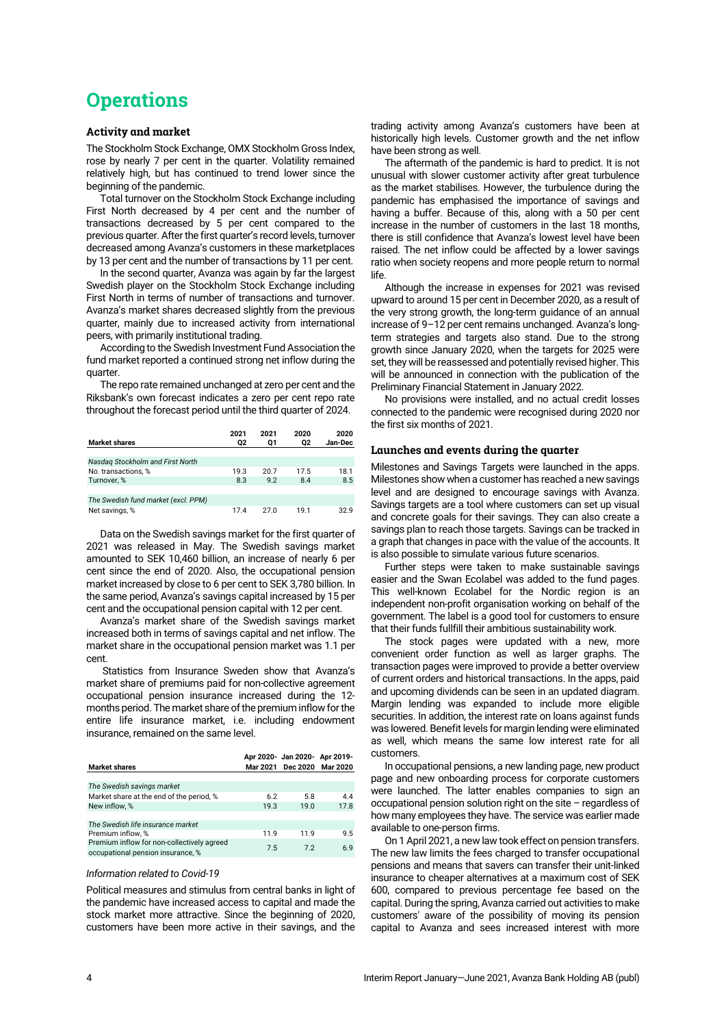# Operations

### Activity and market

The Stockholm Stock Exchange, OMX Stockholm Gross Index, rose by nearly 7 per cent in the quarter. Volatility remained relatively high, but has continued to trend lower since the beginning of the pandemic.

Total turnover on the Stockholm Stock Exchange including First North decreased by 4 per cent and the number of transactions decreased by 5 per cent compared to the previous quarter. After the first quarter's record levels, turnover decreased among Avanza's customers in these marketplaces by 13 per cent and the number of transactions by 11 per cent.

In the second quarter, Avanza was again by far the largest Swedish player on the Stockholm Stock Exchange including First North in terms of number of transactions and turnover. Avanza's market shares decreased slightly from the previous quarter, mainly due to increased activity from international peers, with primarily institutional trading.

According to the Swedish Investment Fund Association the fund market reported a continued strong net inflow during the quarter.

The repo rate remained unchanged at zero per cent and the Riksbank's own forecast indicates a zero per cent repo rate throughout the forecast period until the third quarter of 2024.

| Market shares | 2021 Q2 | 2021 Q1 | 2020 Q2 | 2020 Jan-Dec |
|---|---|---|---|---|
| *Nasdaq Stockholm and First North* | | | | |
| No. transactions, % | 19.3 | 20.7 | 17.5 | 18.1 |
| Turnover, % | 8.3 | 9.2 | 8.4 | 8.5 |
| *The Swedish fund market (excl. PPM)* | | | | |
| Net savings, % | 17.4 | 27.0 | 19.1 | 32.9 |

Data on the Swedish savings market for the first quarter of 2021 was released in May. The Swedish savings market amounted to SEK 10,460 billion, an increase of nearly 6 per cent since the end of 2020. Also, the occupational pension market increased by close to 6 per cent to SEK 3,780 billion. In the same period, Avanza's savings capital increased by 15 per cent and the occupational pension capital with 12 per cent.

Avanza's market share of the Swedish savings market increased both in terms of savings capital and net inflow. The market share in the occupational pension market was 1.1 per cent.

Statistics from Insurance Sweden show that Avanza's market share of premiums paid for non-collective agreement occupational pension insurance increased during the 12-months period. The market share of the premium inflow for the entire life insurance market, i.e. including endowment insurance, remained on the same level.

| Market shares | Apr 2020-Mar 2021 | Jan 2020-Dec 2020 | Apr 2019-Mar 2020 |
|---|---|---|---|
| *The Swedish savings market* | | | |
| Market share at the end of the period, % | 6.2 | 5.8 | 4.4 |
| New inflow, % | 19.3 | 19.0 | 17.8 |
| *The Swedish life insurance market* | | | |
| Premium inflow, % | 11.9 | 11.9 | 9.5 |
| Premium inflow for non-collectively agreed occupational pension insurance, % | 7.5 | 7.2 | 6.9 |

*Information related to Covid-19*

Political measures and stimulus from central banks in light of the pandemic have increased access to capital and made the stock market more attractive. Since the beginning of 2020, customers have been more active in their savings, and the trading activity among Avanza's customers have been at historically high levels. Customer growth and the net inflow have been strong as well.

The aftermath of the pandemic is hard to predict. It is not unusual with slower customer activity after great turbulence as the market stabilises. However, the turbulence during the pandemic has emphasised the importance of savings and having a buffer. Because of this, along with a 50 per cent increase in the number of customers in the last 18 months, there is still confidence that Avanza's lowest level have been raised. The net inflow could be affected by a lower savings ratio when society reopens and more people return to normal life.

Although the increase in expenses for 2021 was revised upward to around 15 per cent in December 2020, as a result of the very strong growth, the long-term guidance of an annual increase of 9–12 per cent remains unchanged. Avanza's long-term strategies and targets also stand. Due to the strong growth since January 2020, when the targets for 2025 were set, they will be reassessed and potentially revised higher. This will be announced in connection with the publication of the Preliminary Financial Statement in January 2022.

No provisions were installed, and no actual credit losses connected to the pandemic were recognised during 2020 nor the first six months of 2021.

### Launches and events during the quarter

Milestones and Savings Targets were launched in the apps. Milestones show when a customer has reached a new savings level and are designed to encourage savings with Avanza. Savings targets are a tool where customers can set up visual and concrete goals for their savings. They can also create a savings plan to reach those targets. Savings can be tracked in a graph that changes in pace with the value of the accounts. It is also possible to simulate various future scenarios.

Further steps were taken to make sustainable savings easier and the Swan Ecolabel was added to the fund pages. This well-known Ecolabel for the Nordic region is an independent non-profit organisation working on behalf of the government. The label is a good tool for customers to ensure that their funds fullfill their ambitious sustainability work.

The stock pages were updated with a new, more convenient order function as well as larger graphs. The transaction pages were improved to provide a better overview of current orders and historical transactions. In the apps, paid and upcoming dividends can be seen in an updated diagram. Margin lending was expanded to include more eligible securities. In addition, the interest rate on loans against funds was lowered. Benefit levels for margin lending were eliminated as well, which means the same low interest rate for all customers.

In occupational pensions, a new landing page, new product page and new onboarding process for corporate customers were launched. The latter enables companies to sign an occupational pension solution right on the site – regardless of how many employees they have. The service was earlier made available to one-person firms.

On 1 April 2021, a new law took effect on pension transfers. The new law limits the fees charged to transfer occupational pensions and means that savers can transfer their unit-linked insurance to cheaper alternatives at a maximum cost of SEK 600, compared to previous percentage fee based on the capital. During the spring, Avanza carried out activities to make customers' aware of the possibility of moving its pension capital to Avanza and sees increased interest with more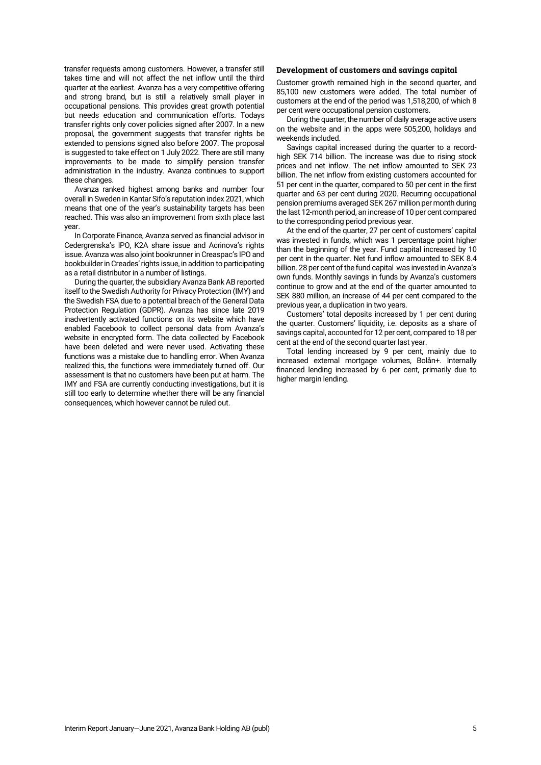transfer requests among customers. However, a transfer still takes time and will not affect the net inflow until the third quarter at the earliest. Avanza has a very competitive offering and strong brand, but is still a relatively small player in occupational pensions. This provides great growth potential but needs education and communication efforts. Todays transfer rights only cover policies signed after 2007. In a new proposal, the government suggests that transfer rights be extended to pensions signed also before 2007. The proposal is suggested to take effect on 1 July 2022. There are still many improvements to be made to simplify pension transfer administration in the industry. Avanza continues to support these changes.

Avanza ranked highest among banks and number four overall in Sweden in Kantar Sifo's reputation index 2021, which means that one of the year's sustainability targets has been reached. This was also an improvement from sixth place last year.

In Corporate Finance, Avanza served as financial advisor in Cedergrenska's IPO, K2A share issue and Acrinova's rights issue. Avanza was also joint bookrunner in Creaspac's IPO and bookbuilder in Creades' rights issue, in addition to participating as a retail distributor in a number of listings.

During the quarter, the subsidiary Avanza Bank AB reported itself to the Swedish Authority for Privacy Protection (IMY) and the Swedish FSA due to a potential breach of the General Data Protection Regulation (GDPR). Avanza has since late 2019 inadvertently activated functions on its website which have enabled Facebook to collect personal data from Avanza's website in encrypted form. The data collected by Facebook have been deleted and were never used. Activating these functions was a mistake due to handling error. When Avanza realized this, the functions were immediately turned off. Our assessment is that no customers have been put at harm. The IMY and FSA are currently conducting investigations, but it is still too early to determine whether there will be any financial consequences, which however cannot be ruled out.

### Development of customers and savings capital

Customer growth remained high in the second quarter, and 85,100 new customers were added. The total number of customers at the end of the period was 1,518,200, of which 8 per cent were occupational pension customers.

During the quarter, the number of daily average active users on the website and in the apps were 505,200, holidays and weekends included.

Savings capital increased during the quarter to a record-high SEK 714 billion. The increase was due to rising stock prices and net inflow. The net inflow amounted to SEK 23 billion. The net inflow from existing customers accounted for 51 per cent in the quarter, compared to 50 per cent in the first quarter and 63 per cent during 2020. Recurring occupational pension premiums averaged SEK 267 million per month during the last 12-month period, an increase of 10 per cent compared to the corresponding period previous year.

At the end of the quarter, 27 per cent of customers' capital was invested in funds, which was 1 percentage point higher than the beginning of the year. Fund capital increased by 10 per cent in the quarter. Net fund inflow amounted to SEK 8.4 billion. 28 per cent of the fund capital was invested in Avanza's own funds. Monthly savings in funds by Avanza's customers continue to grow and at the end of the quarter amounted to SEK 880 million, an increase of 44 per cent compared to the previous year, a duplication in two years.

Customers' total deposits increased by 1 per cent during the quarter. Customers' liquidity, i.e. deposits as a share of savings capital, accounted for 12 per cent, compared to 18 per cent at the end of the second quarter last year.

Total lending increased by 9 per cent, mainly due to increased external mortgage volumes, Bolån+. Internally financed lending increased by 6 per cent, primarily due to higher margin lending.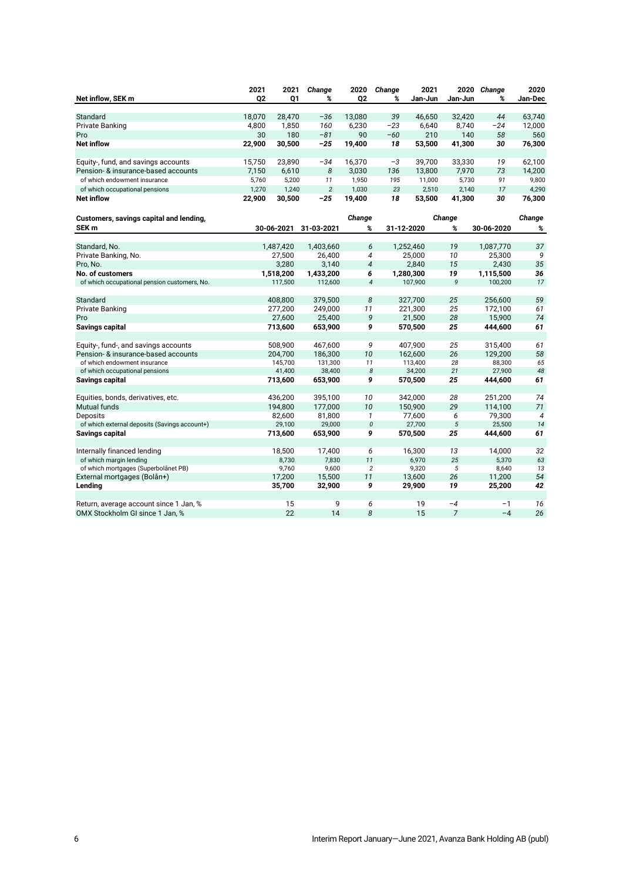| Net inflow, SEK m | 2021 Q2 | 2021 Q1 | Change % | 2020 Q2 | Change % | 2021 Jan-Jun | 2020 Jan-Jun | Change % | 2020 Jan-Dec |
|---|---|---|---|---|---|---|---|---|---|
| Standard | 18,070 | 28,470 | −36 | 13,080 | 39 | 46,650 | 32,420 | 44 | 63,740 |
| Private Banking | 4,800 | 1,850 | 160 | 6,230 | −23 | 6,640 | 8,740 | −24 | 12,000 |
| Pro | 30 | 180 | −81 | 90 | −60 | 210 | 140 | 58 | 560 |
| **Net inflow** | **22,900** | **30,500** | **−25** | **19,400** | **18** | **53,500** | **41,300** | **30** | **76,300** |
| | | | | | | | | | |
| Equity-, fund, and savings accounts | 15,750 | 23,890 | −34 | 16,370 | −3 | 39,700 | 33,330 | 19 | 62,100 |
| Pension- & insurance-based accounts | 7,150 | 6,610 | 8 | 3,030 | 136 | 13,800 | 7,970 | 73 | 14,200 |
| of which endowment insurance | 5,760 | 5,200 | 11 | 1,950 | 195 | 11,000 | 5,730 | 91 | 9,800 |
| of which occupational pensions | 1,270 | 1,240 | 2 | 1,030 | 23 | 2,510 | 2,140 | 17 | 4,290 |
| **Net inflow** | **22,900** | **30,500** | **−25** | **19,400** | **18** | **53,500** | **41,300** | **30** | **76,300** |

| Customers, savings capital and lending, SEK m | 30-06-2021 | 31-03-2021 | Change % | 31-12-2020 | Change % | 30-06-2020 | Change % |
|---|---|---|---|---|---|---|---|
| Standard, No. | 1,487,420 | 1,403,660 | 6 | 1,252,460 | 19 | 1,087,770 | 37 |
| Private Banking, No. | 27,500 | 26,400 | 4 | 25,000 | 10 | 25,300 | 9 |
| Pro, No. | 3,280 | 3,140 | 4 | 2,840 | 15 | 2,430 | 35 |
| **No. of customers** | **1,518,200** | **1,433,200** | **6** | **1,280,300** | **19** | **1,115,500** | **36** |
| of which occupational pension customers, No. | 117,500 | 112,600 | 4 | 107,900 | 9 | 100,200 | 17 |
| | | | | | | | |
| Standard | 408,800 | 379,500 | 8 | 327,700 | 25 | 256,600 | 59 |
| Private Banking | 277,200 | 249,000 | 11 | 221,300 | 25 | 172,100 | 61 |
| Pro | 27,600 | 25,400 | 9 | 21,500 | 28 | 15,900 | 74 |
| **Savings capital** | **713,600** | **653,900** | **9** | **570,500** | **25** | **444,600** | **61** |
| | | | | | | | |
| Equity-, fund-, and savings accounts | 508,900 | 467,600 | 9 | 407,900 | 25 | 315,400 | 61 |
| Pension- & insurance-based accounts | 204,700 | 186,300 | 10 | 162,600 | 26 | 129,200 | 58 |
| of which endowment insurance | 145,700 | 131,300 | 11 | 113,400 | 28 | 88,300 | 65 |
| of which occupational pensions | 41,400 | 38,400 | 8 | 34,200 | 21 | 27,900 | 48 |
| **Savings capital** | **713,600** | **653,900** | **9** | **570,500** | **25** | **444,600** | **61** |
| | | | | | | | |
| Equities, bonds, derivatives, etc. | 436,200 | 395,100 | 10 | 342,000 | 28 | 251,200 | 74 |
| Mutual funds | 194,800 | 177,000 | 10 | 150,900 | 29 | 114,100 | 71 |
| Deposits | 82,600 | 81,800 | 1 | 77,600 | 6 | 79,300 | 4 |
| of which external deposits (Savings account+) | 29,100 | 29,000 | 0 | 27,700 | 5 | 25,500 | 14 |
| **Savings capital** | **713,600** | **653,900** | **9** | **570,500** | **25** | **444,600** | **61** |
| | | | | | | | |
| Internally financed lending | 18,500 | 17,400 | 6 | 16,300 | 13 | 14,000 | 32 |
| of which margin lending | 8,730 | 7,830 | 11 | 6,970 | 25 | 5,370 | 63 |
| of which mortgages (Superbolånet PB) | 9,760 | 9,600 | 2 | 9,320 | 5 | 8,640 | 13 |
| External mortgages (Bolån+) | 17,200 | 15,500 | 11 | 13,600 | 26 | 11,200 | 54 |
| **Lending** | **35,700** | **32,900** | **9** | **29,900** | **19** | **25,200** | **42** |
| | | | | | | | |
| Return, average account since 1 Jan, % | 15 | 9 | 6 | 19 | −4 | −1 | 16 |
| OMX Stockholm GI since 1 Jan, % | 22 | 14 | 8 | 15 | 7 | −4 | 26 |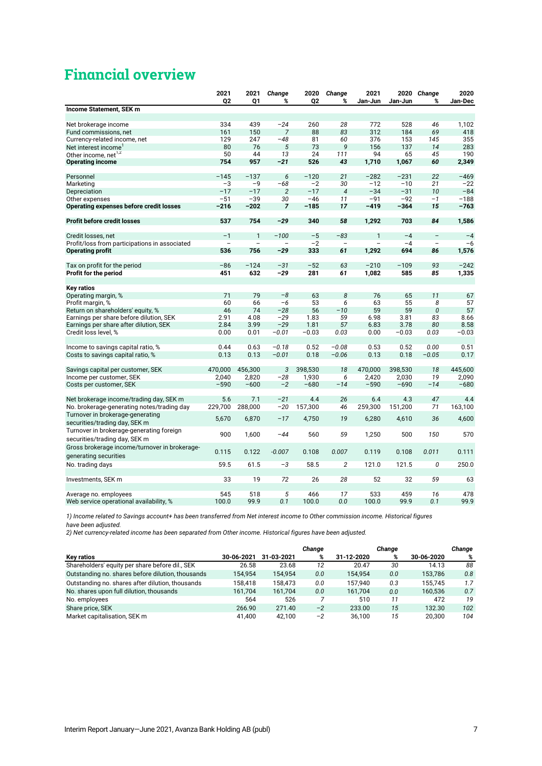# Financial overview

| | 2021 Q2 | 2021 Q1 | Change % | 2020 Q2 | Change % | 2021 Jan-Jun | 2020 Jan-Jun | Change % | 2020 Jan-Dec |
|---|---|---|---|---|---|---|---|---|---|
| **Income Statement, SEK m** | | | | | | | | | |
| Net brokerage income | 334 | 439 | −24 | 260 | 28 | 772 | 528 | 46 | 1,102 |
| Fund commissions, net | 161 | 150 | 7 | 88 | 83 | 312 | 184 | 69 | 418 |
| Currency-related income, net | 129 | 247 | −48 | 81 | 60 | 376 | 153 | 145 | 355 |
| Net interest income[1] | 80 | 76 | 5 | 73 | 9 | 156 | 137 | 14 | 283 |
| Other income, net[1,2] | 50 | 44 | 13 | 24 | 111 | 94 | 65 | 45 | 190 |
| **Operating income** | **754** | **957** | **−21** | **526** | **43** | **1,710** | **1,067** | **60** | **2,349** |
| Personnel | −145 | −137 | 6 | −120 | 21 | −282 | −231 | 22 | −469 |
| Marketing | −3 | −9 | −68 | −2 | 30 | −12 | −10 | 21 | −22 |
| Depreciation | −17 | −17 | 2 | −17 | 4 | −34 | −31 | 10 | −84 |
| Other expenses | −51 | −39 | 30 | −46 | 11 | −91 | −92 | −1 | −188 |
| **Operating expenses before credit losses** | **−216** | **−202** | **7** | **−185** | **17** | **−419** | **−364** | **15** | **−763** |
| **Profit before credit losses** | **537** | **754** | **−29** | **340** | **58** | **1,292** | **703** | **84** | **1,586** |
| Credit losses, net | −1 | 1 | −100 | −5 | −83 | 1 | −4 | – | −4 |
| Profit/loss from participations in associated | – | – | – | −2 | – | – | −4 | – | −6 |
| **Operating profit** | **536** | **756** | **−29** | **333** | **61** | **1,292** | **694** | **86** | **1,576** |
| Tax on profit for the period | −86 | −124 | −31 | −52 | 63 | −210 | −109 | 93 | −242 |
| **Profit for the period** | **451** | **632** | **−29** | **281** | **61** | **1,082** | **585** | **85** | **1,335** |
| **Key ratios** | | | | | | | | | |
| Operating margin, % | 71 | 79 | −8 | 63 | 8 | 76 | 65 | 11 | 67 |
| Profit margin, % | 60 | 66 | −6 | 53 | 6 | 63 | 55 | 8 | 57 |
| Return on shareholders' equity, % | 46 | 74 | −28 | 56 | −10 | 59 | 59 | 0 | 57 |
| Earnings per share before dilution, SEK | 2.91 | 4.08 | −29 | 1.83 | 59 | 6.98 | 3.81 | 83 | 8.66 |
| Earnings per share after dilution, SEK | 2.84 | 3.99 | −29 | 1.81 | 57 | 6.83 | 3.78 | 80 | 8.58 |
| Credit loss level, % | 0.00 | 0.01 | −0.01 | −0.03 | 0.03 | 0.00 | −0.03 | 0.03 | −0.03 |
| Income to savings capital ratio, % | 0.44 | 0.63 | −0.18 | 0.52 | −0.08 | 0.53 | 0.52 | 0.00 | 0.51 |
| Costs to savings capital ratio, % | 0.13 | 0.13 | −0.01 | 0.18 | −0.06 | 0.13 | 0.18 | −0.05 | 0.17 |
| Savings capital per customer, SEK | 470,000 | 456,300 | 3 | 398,530 | 18 | 470,000 | 398,530 | 18 | 445,600 |
| Income per customer, SEK | 2,040 | 2,820 | −28 | 1,930 | 6 | 2,420 | 2,030 | 19 | 2,090 |
| Costs per customer, SEK | −590 | −600 | −2 | −680 | −14 | −590 | −690 | −14 | −680 |
| Net brokerage income/trading day, SEK m | 5.6 | 7.1 | −21 | 4.4 | 26 | 6.4 | 4.3 | 47 | 4.4 |
| No. brokerage-generating notes/trading day | 229,700 | 288,000 | −20 | 157,300 | 46 | 259,300 | 151,200 | 71 | 163,100 |
| Turnover in brokerage-generating securities/trading day, SEK m | 5,670 | 6,870 | −17 | 4,750 | 19 | 6,280 | 4,610 | 36 | 4,600 |
| Turnover in brokerage-generating foreign securities/trading day, SEK m | 900 | 1,600 | −44 | 560 | 59 | 1,250 | 500 | 150 | 570 |
| Gross brokerage income/turnover in brokerage-generating securities | 0.115 | 0.122 | -0.007 | 0.108 | 0.007 | 0.119 | 0.108 | 0.011 | 0.111 |
| No. trading days | 59.5 | 61.5 | −3 | 58.5 | 2 | 121.0 | 121.5 | 0 | 250.0 |
| Investments, SEK m | 33 | 19 | 72 | 26 | 28 | 52 | 32 | 59 | 63 |
| Average no. employees | 545 | 518 | 5 | 466 | 17 | 533 | 459 | 16 | 478 |
| Web service operational availability, % | 100.0 | 99.9 | 0.1 | 100.0 | 0.0 | 100.0 | 99.9 | 0.1 | 99.9 |

*1) Income related to Savings account+ has been transferred from Net interest income to Other commission income. Historical figures have been adjusted.*
*2) Net currency-related income has been separated from Other income. Historical figures have been adjusted.*

| Key ratios | 30-06-2021 | 31-03-2021 | Change % | 31-12-2020 | Change % | 30-06-2020 | Change % |
|---|---|---|---|---|---|---|---|
| Shareholders' equity per share before dil., SEK | 26.58 | 23.68 | 12 | 20.47 | 30 | 14.13 | 88 |
| Outstanding no. shares before dilution, thousands | 154,954 | 154,954 | 0.0 | 154,954 | 0.0 | 153,786 | 0.8 |
| Outstanding no. shares after dilution, thousands | 158,418 | 158,473 | 0.0 | 157,940 | 0.3 | 155,745 | 1.7 |
| No. shares upon full dilution, thousands | 161,704 | 161,704 | 0.0 | 161,704 | 0.0 | 160,536 | 0.7 |
| No. employees | 564 | 526 | 7 | 510 | 11 | 472 | 19 |
| Share price, SEK | 266.90 | 271.40 | −2 | 233.00 | 15 | 132.30 | 102 |
| Market capitalisation, SEK m | 41,400 | 42,100 | −2 | 36,100 | 15 | 20,300 | 104 |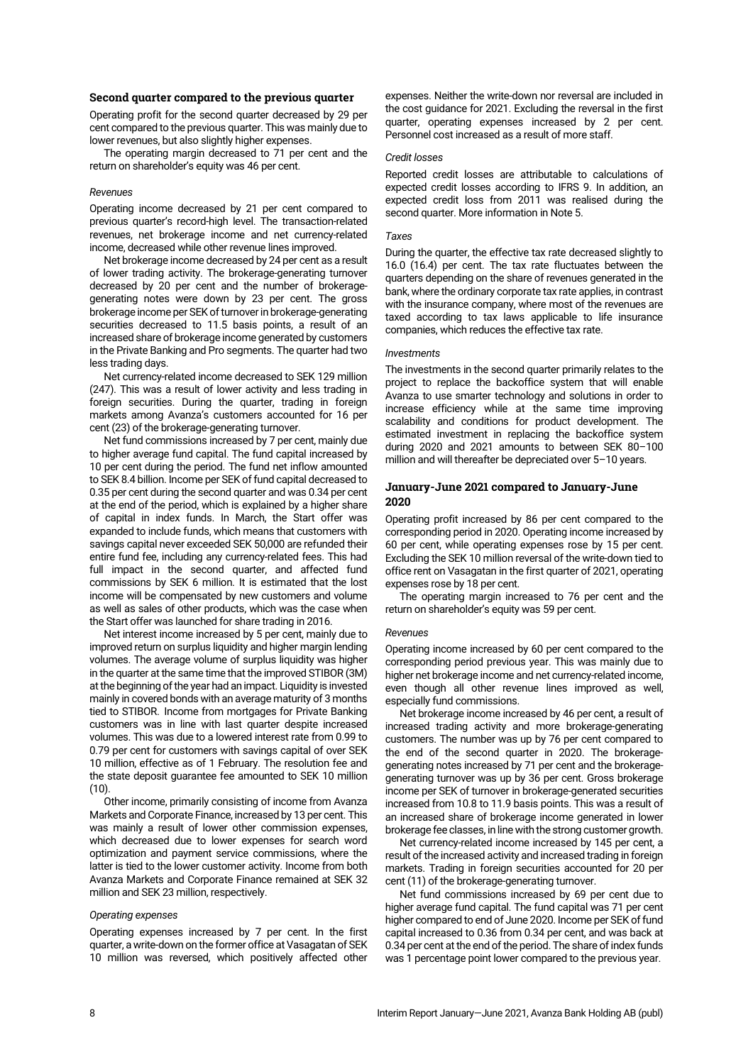### Second quarter compared to the previous quarter

Operating profit for the second quarter decreased by 29 per cent compared to the previous quarter. This was mainly due to lower revenues, but also slightly higher expenses.

The operating margin decreased to 71 per cent and the return on shareholder's equity was 46 per cent.

*Revenues*

Operating income decreased by 21 per cent compared to previous quarter's record-high level. The transaction-related revenues, net brokerage income and net currency-related income, decreased while other revenue lines improved.

Net brokerage income decreased by 24 per cent as a result of lower trading activity. The brokerage-generating turnover decreased by 20 per cent and the number of brokerage-generating notes were down by 23 per cent. The gross brokerage income per SEK of turnover in brokerage-generating securities decreased to 11.5 basis points, a result of an increased share of brokerage income generated by customers in the Private Banking and Pro segments. The quarter had two less trading days.

Net currency-related income decreased to SEK 129 million (247). This was a result of lower activity and less trading in foreign securities. During the quarter, trading in foreign markets among Avanza's customers accounted for 16 per cent (23) of the brokerage-generating turnover.

Net fund commissions increased by 7 per cent, mainly due to higher average fund capital. The fund capital increased by 10 per cent during the period. The fund net inflow amounted to SEK 8.4 billion. Income per SEK of fund capital decreased to 0.35 per cent during the second quarter and was 0.34 per cent at the end of the period, which is explained by a higher share of capital in index funds. In March, the Start offer was expanded to include funds, which means that customers with savings capital never exceeded SEK 50,000 are refunded their entire fund fee, including any currency-related fees. This had full impact in the second quarter, and affected fund commissions by SEK 6 million. It is estimated that the lost income will be compensated by new customers and volume as well as sales of other products, which was the case when the Start offer was launched for share trading in 2016.

Net interest income increased by 5 per cent, mainly due to improved return on surplus liquidity and higher margin lending volumes. The average volume of surplus liquidity was higher in the quarter at the same time that the improved STIBOR (3M) at the beginning of the year had an impact. Liquidity is invested mainly in covered bonds with an average maturity of 3 months tied to STIBOR. Income from mortgages for Private Banking customers was in line with last quarter despite increased volumes. This was due to a lowered interest rate from 0.99 to 0.79 per cent for customers with savings capital of over SEK 10 million, effective as of 1 February. The resolution fee and the state deposit guarantee fee amounted to SEK 10 million (10).

Other income, primarily consisting of income from Avanza Markets and Corporate Finance, increased by 13 per cent. This was mainly a result of lower other commission expenses, which decreased due to lower expenses for search word optimization and payment service commissions, where the latter is tied to the lower customer activity. Income from both Avanza Markets and Corporate Finance remained at SEK 32 million and SEK 23 million, respectively.

*Operating expenses*

Operating expenses increased by 7 per cent. In the first quarter, a write-down on the former office at Vasagatan of SEK 10 million was reversed, which positively affected other expenses. Neither the write-down nor reversal are included in the cost guidance for 2021. Excluding the reversal in the first quarter, operating expenses increased by 2 per cent. Personnel cost increased as a result of more staff.

*Credit losses*

Reported credit losses are attributable to calculations of expected credit losses according to IFRS 9. In addition, an expected credit loss from 2011 was realised during the second quarter. More information in Note 5.

*Taxes*

During the quarter, the effective tax rate decreased slightly to 16.0 (16.4) per cent. The tax rate fluctuates between the quarters depending on the share of revenues generated in the bank, where the ordinary corporate tax rate applies, in contrast with the insurance company, where most of the revenues are taxed according to tax laws applicable to life insurance companies, which reduces the effective tax rate.

*Investments*

The investments in the second quarter primarily relates to the project to replace the backoffice system that will enable Avanza to use smarter technology and solutions in order to increase efficiency while at the same time improving scalability and conditions for product development. The estimated investment in replacing the backoffice system during 2020 and 2021 amounts to between SEK 80–100 million and will thereafter be depreciated over 5–10 years.

### January-June 2021 compared to January-June 2020

Operating profit increased by 86 per cent compared to the corresponding period in 2020. Operating income increased by 60 per cent, while operating expenses rose by 15 per cent. Excluding the SEK 10 million reversal of the write-down tied to office rent on Vasagatan in the first quarter of 2021, operating expenses rose by 18 per cent.

The operating margin increased to 76 per cent and the return on shareholder's equity was 59 per cent.

*Revenues*

Operating income increased by 60 per cent compared to the corresponding period previous year. This was mainly due to higher net brokerage income and net currency-related income, even though all other revenue lines improved as well, especially fund commissions.

Net brokerage income increased by 46 per cent, a result of increased trading activity and more brokerage-generating customers. The number was up by 76 per cent compared to the end of the second quarter in 2020. The brokerage-generating notes increased by 71 per cent and the brokerage-generating turnover was up by 36 per cent. Gross brokerage income per SEK of turnover in brokerage-generated securities increased from 10.8 to 11.9 basis points. This was a result of an increased share of brokerage income generated in lower brokerage fee classes, in line with the strong customer growth.

Net currency-related income increased by 145 per cent, a result of the increased activity and increased trading in foreign markets. Trading in foreign securities accounted for 20 per cent (11) of the brokerage-generating turnover.

Net fund commissions increased by 69 per cent due to higher average fund capital. The fund capital was 71 per cent higher compared to end of June 2020. Income per SEK of fund capital increased to 0.36 from 0.34 per cent, and was back at 0.34 per cent at the end of the period. The share of index funds was 1 percentage point lower compared to the previous year.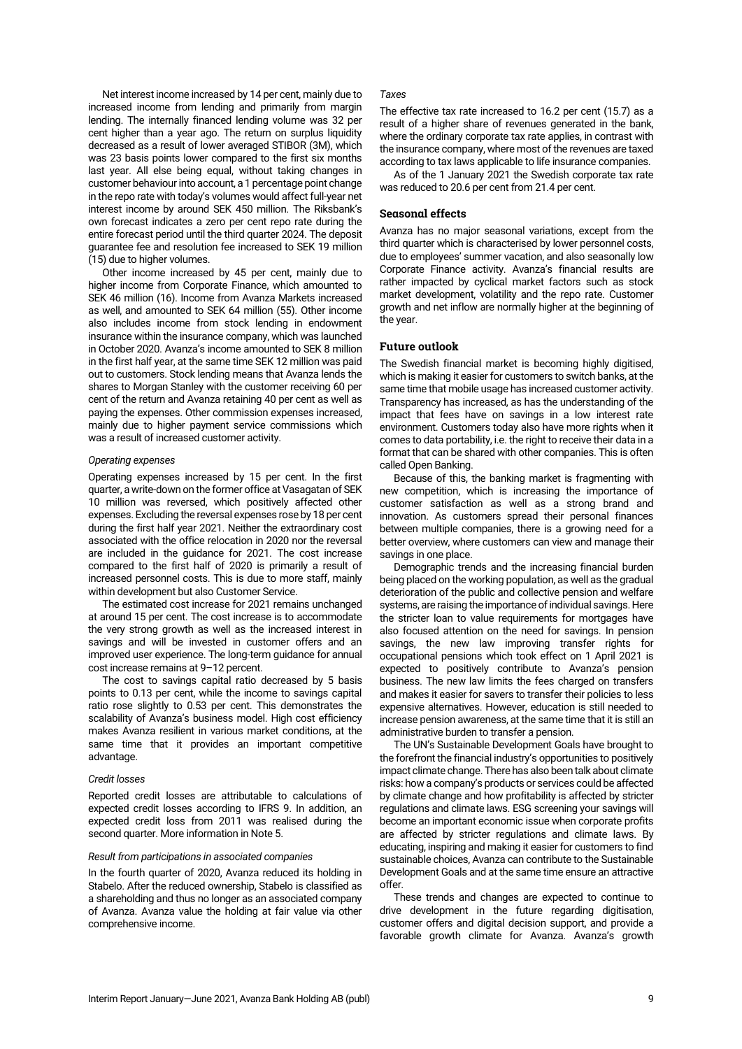Net interest income increased by 14 per cent, mainly due to increased income from lending and primarily from margin lending. The internally financed lending volume was 32 per cent higher than a year ago. The return on surplus liquidity decreased as a result of lower averaged STIBOR (3M), which was 23 basis points lower compared to the first six months last year. All else being equal, without taking changes in customer behaviour into account, a 1 percentage point change in the repo rate with today's volumes would affect full-year net interest income by around SEK 450 million. The Riksbank's own forecast indicates a zero per cent repo rate during the entire forecast period until the third quarter 2024. The deposit guarantee fee and resolution fee increased to SEK 19 million (15) due to higher volumes.

Other income increased by 45 per cent, mainly due to higher income from Corporate Finance, which amounted to SEK 46 million (16). Income from Avanza Markets increased as well, and amounted to SEK 64 million (55). Other income also includes income from stock lending in endowment insurance within the insurance company, which was launched in October 2020. Avanza's income amounted to SEK 8 million in the first half year, at the same time SEK 12 million was paid out to customers. Stock lending means that Avanza lends the shares to Morgan Stanley with the customer receiving 60 per cent of the return and Avanza retaining 40 per cent as well as paying the expenses. Other commission expenses increased, mainly due to higher payment service commissions which was a result of increased customer activity.

*Operating expenses*

Operating expenses increased by 15 per cent. In the first quarter, a write-down on the former office at Vasagatan of SEK 10 million was reversed, which positively affected other expenses. Excluding the reversal expenses rose by 18 per cent during the first half year 2021. Neither the extraordinary cost associated with the office relocation in 2020 nor the reversal are included in the guidance for 2021. The cost increase compared to the first half of 2020 is primarily a result of increased personnel costs. This is due to more staff, mainly within development but also Customer Service.

The estimated cost increase for 2021 remains unchanged at around 15 per cent. The cost increase is to accommodate the very strong growth as well as the increased interest in savings and will be invested in customer offers and an improved user experience. The long-term guidance for annual cost increase remains at 9–12 percent.

The cost to savings capital ratio decreased by 5 basis points to 0.13 per cent, while the income to savings capital ratio rose slightly to 0.53 per cent. This demonstrates the scalability of Avanza's business model. High cost efficiency makes Avanza resilient in various market conditions, at the same time that it provides an important competitive advantage.

*Credit losses*

Reported credit losses are attributable to calculations of expected credit losses according to IFRS 9. In addition, an expected credit loss from 2011 was realised during the second quarter. More information in Note 5.

*Result from participations in associated companies*

In the fourth quarter of 2020, Avanza reduced its holding in Stabelo. After the reduced ownership, Stabelo is classified as a shareholding and thus no longer as an associated company of Avanza. Avanza value the holding at fair value via other comprehensive income.

*Taxes*

The effective tax rate increased to 16.2 per cent (15.7) as a result of a higher share of revenues generated in the bank, where the ordinary corporate tax rate applies, in contrast with the insurance company, where most of the revenues are taxed according to tax laws applicable to life insurance companies.

As of the 1 January 2021 the Swedish corporate tax rate was reduced to 20.6 per cent from 21.4 per cent.

### Seasonal effects

Avanza has no major seasonal variations, except from the third quarter which is characterised by lower personnel costs, due to employees' summer vacation, and also seasonally low Corporate Finance activity. Avanza's financial results are rather impacted by cyclical market factors such as stock market development, volatility and the repo rate. Customer growth and net inflow are normally higher at the beginning of the year.

### Future outlook

The Swedish financial market is becoming highly digitised, which is making it easier for customers to switch banks, at the same time that mobile usage has increased customer activity. Transparency has increased, as has the understanding of the impact that fees have on savings in a low interest rate environment. Customers today also have more rights when it comes to data portability, i.e. the right to receive their data in a format that can be shared with other companies. This is often called Open Banking.

Because of this, the banking market is fragmenting with new competition, which is increasing the importance of customer satisfaction as well as a strong brand and innovation. As customers spread their personal finances between multiple companies, there is a growing need for a better overview, where customers can view and manage their savings in one place.

Demographic trends and the increasing financial burden being placed on the working population, as well as the gradual deterioration of the public and collective pension and welfare systems, are raising the importance of individual savings. Here the stricter loan to value requirements for mortgages have also focused attention on the need for savings. In pension savings, the new law improving transfer rights for occupational pensions which took effect on 1 April 2021 is expected to positively contribute to Avanza's pension business. The new law limits the fees charged on transfers and makes it easier for savers to transfer their policies to less expensive alternatives. However, education is still needed to increase pension awareness, at the same time that it is still an administrative burden to transfer a pension.

The UN's Sustainable Development Goals have brought to the forefront the financial industry's opportunities to positively impact climate change. There has also been talk about climate risks: how a company's products or services could be affected by climate change and how profitability is affected by stricter regulations and climate laws. ESG screening your savings will become an important economic issue when corporate profits are affected by stricter regulations and climate laws. By educating, inspiring and making it easier for customers to find sustainable choices, Avanza can contribute to the Sustainable Development Goals and at the same time ensure an attractive offer.

These trends and changes are expected to continue to drive development in the future regarding digitisation, customer offers and digital decision support, and provide a favorable growth climate for Avanza. Avanza's growth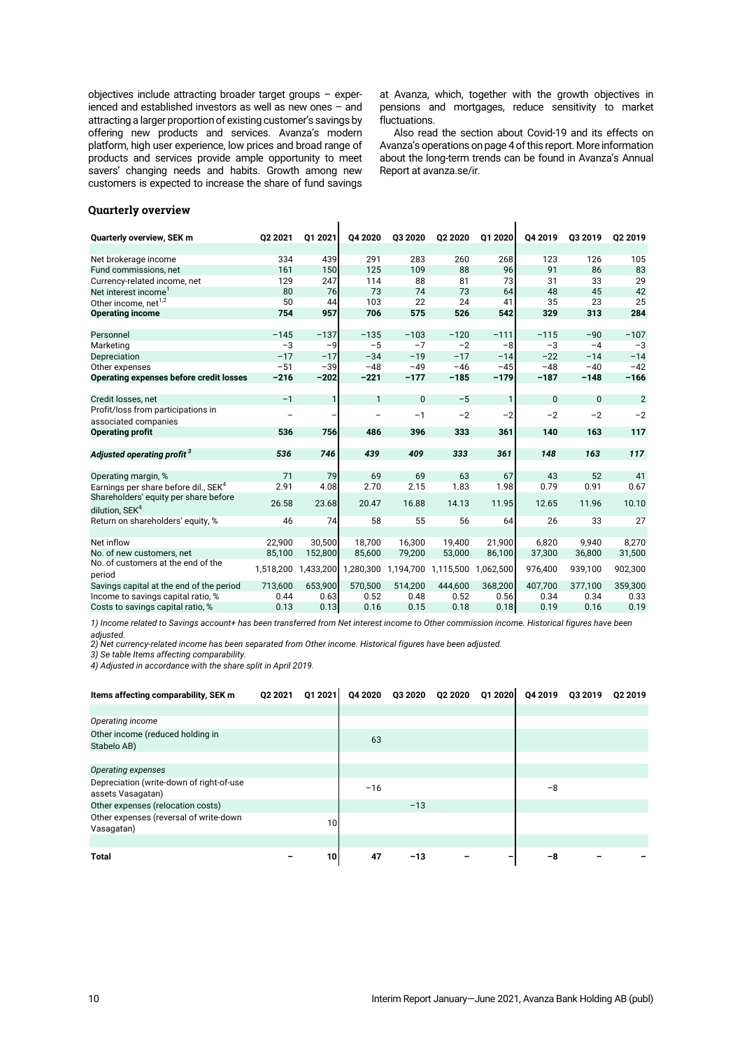objectives include attracting broader target groups – experienced and established investors as well as new ones – and attracting a larger proportion of existing customer's savings by offering new products and services. Avanza's modern platform, high user experience, low prices and broad range of products and services provide ample opportunity to meet savers' changing needs and habits. Growth among new customers is expected to increase the share of fund savings at Avanza, which, together with the growth objectives in pensions and mortgages, reduce sensitivity to market fluctuations.

Also read the section about Covid-19 and its effects on Avanza's operations on page 4 of this report. More information about the long-term trends can be found in Avanza's Annual Report at avanza.se/ir.

## Quarterly overview

| Quarterly overview, SEK m | Q2 2021 | Q1 2021 | Q4 2020 | Q3 2020 | Q2 2020 | Q1 2020 | Q4 2019 | Q3 2019 | Q2 2019 |
|---|---|---|---|---|---|---|---|---|---|
| Net brokerage income | 334 | 439 | 291 | 283 | 260 | 268 | 123 | 126 | 105 |
| Fund commissions, net | 161 | 150 | 125 | 109 | 88 | 96 | 91 | 86 | 83 |
| Currency-related income, net | 129 | 247 | 114 | 88 | 81 | 73 | 31 | 33 | 29 |
| Net interest income[1] | 80 | 76 | 73 | 74 | 73 | 64 | 48 | 45 | 42 |
| Other income, net[1,2] | 50 | 44 | 103 | 22 | 24 | 41 | 35 | 23 | 25 |
| **Operating income** | **754** | **957** | **706** | **575** | **526** | **542** | **329** | **313** | **284** |
| Personnel | −145 | −137 | −135 | −103 | −120 | −111 | −115 | −90 | −107 |
| Marketing | −3 | −9 | −5 | −7 | −2 | −8 | −3 | −4 | −3 |
| Depreciation | −17 | −17 | −34 | −19 | −17 | −14 | −22 | −14 | −14 |
| Other expenses | −51 | −39 | −48 | −49 | −46 | −45 | −48 | −40 | −42 |
| **Operating expenses before credit losses** | **−216** | **−202** | **−221** | **−177** | **−185** | **−179** | **−187** | **−148** | **−166** |
| Credit losses, net | −1 | 1 | 1 | 0 | −5 | 1 | 0 | 0 | 2 |
| Profit/loss from participations in associated companies | – | – | – | −1 | −2 | −2 | −2 | −2 | −2 |
| **Operating profit** | **536** | **756** | **486** | **396** | **333** | **361** | **140** | **163** | **117** |
| ***Adjusted operating profit[3]*** | ***536*** | ***746*** | ***439*** | ***409*** | ***333*** | ***361*** | ***148*** | ***163*** | ***117*** |
| Operating margin, % | 71 | 79 | 69 | 69 | 63 | 67 | 43 | 52 | 41 |
| Earnings per share before dil., SEK[4] | 2.91 | 4.08 | 2.70 | 2.15 | 1.83 | 1.98 | 0.79 | 0.91 | 0.67 |
| Shareholders' equity per share before dilution, SEK[4] | 26.58 | 23.68 | 20.47 | 16.88 | 14.13 | 11.95 | 12.65 | 11.96 | 10.10 |
| Return on shareholders' equity, % | 46 | 74 | 58 | 55 | 56 | 64 | 26 | 33 | 27 |
| Net inflow | 22,900 | 30,500 | 18,700 | 16,300 | 19,400 | 21,900 | 6,820 | 9,940 | 8,270 |
| No. of new customers, net | 85,100 | 152,800 | 85,600 | 79,200 | 53,000 | 86,100 | 37,300 | 36,800 | 31,500 |
| No. of customers at the end of the period | 1,518,200 | 1,433,200 | 1,280,300 | 1,194,700 | 1,115,500 | 1,062,500 | 976,400 | 939,100 | 902,300 |
| Savings capital at the end of the period | 713,600 | 653,900 | 570,500 | 514,200 | 444,600 | 368,200 | 407,700 | 377,100 | 359,300 |
| Income to savings capital ratio, % | 0.44 | 0.63 | 0.52 | 0.48 | 0.52 | 0.56 | 0.34 | 0.34 | 0.33 |
| Costs to savings capital ratio, % | 0.13 | 0.13 | 0.16 | 0.15 | 0.18 | 0.18 | 0.19 | 0.16 | 0.19 |

*1) Income related to Savings account+ has been transferred from Net interest income to Other commission income. Historical figures have been adjusted.*
*2) Net currency-related income has been separated from Other income. Historical figures have been adjusted.*
*3) Se table Items affecting comparability.*
*4) Adjusted in accordance with the share split in April 2019.*

| Items affecting comparability, SEK m | Q2 2021 | Q1 2021 | Q4 2020 | Q3 2020 | Q2 2020 | Q1 2020 | Q4 2019 | Q3 2019 | Q2 2019 |
|---|---|---|---|---|---|---|---|---|---|
| *Operating income* | | | | | | | | | |
| Other income (reduced holding in Stabelo AB) | | | 63 | | | | | | |
| *Operating expenses* | | | | | | | | | |
| Depreciation (write-down of right-of-use assets Vasagatan) | | | −16 | | | | −8 | | |
| Other expenses (relocation costs) | | | | −13 | | | | | |
| Other expenses (reversal of write-down Vasagatan) | | 10 | | | | | | | |
| **Total** | **–** | **10** | **47** | **−13** | **–** | **–** | **−8** | **–** | **–** |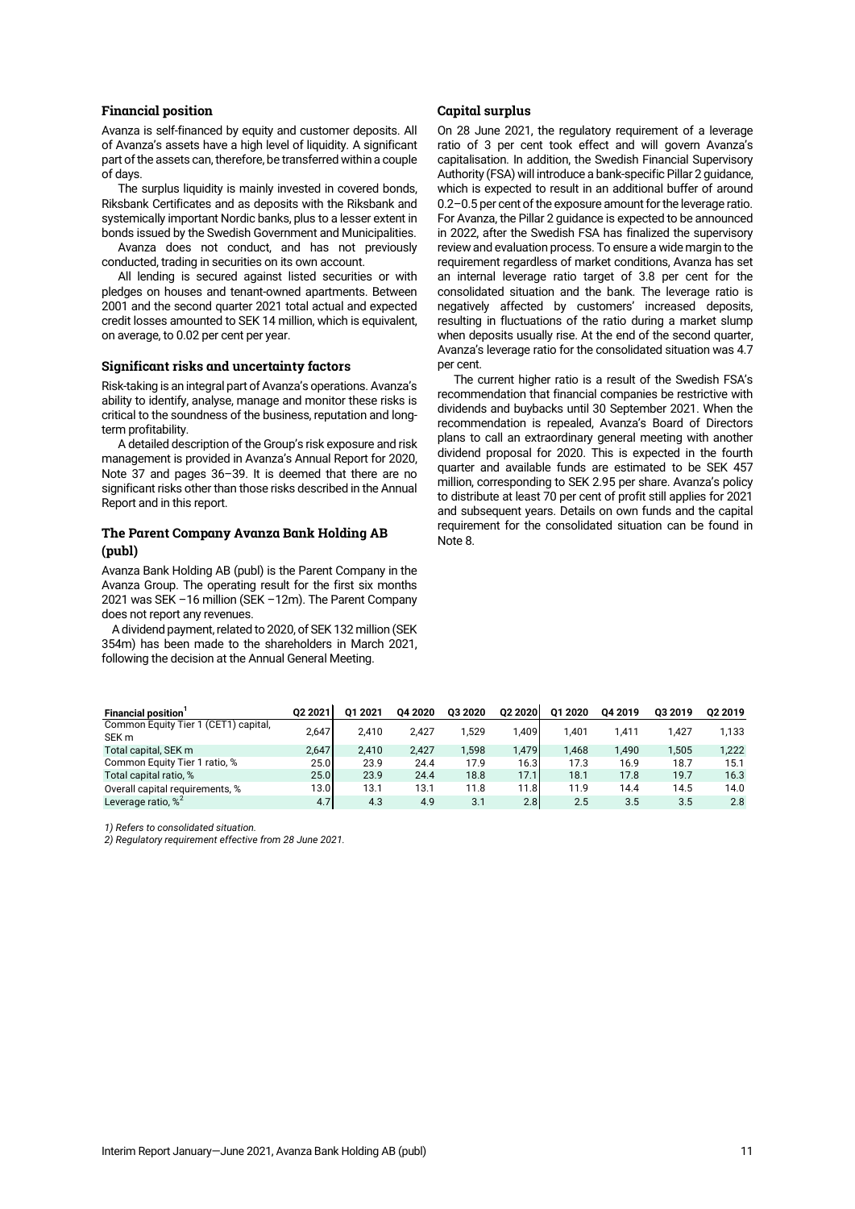### Financial position

Avanza is self-financed by equity and customer deposits. All of Avanza's assets have a high level of liquidity. A significant part of the assets can, therefore, be transferred within a couple of days.

The surplus liquidity is mainly invested in covered bonds, Riksbank Certificates and as deposits with the Riksbank and systemically important Nordic banks, plus to a lesser extent in bonds issued by the Swedish Government and Municipalities.

Avanza does not conduct, and has not previously conducted, trading in securities on its own account.

All lending is secured against listed securities or with pledges on houses and tenant-owned apartments. Between 2001 and the second quarter 2021 total actual and expected credit losses amounted to SEK 14 million, which is equivalent, on average, to 0.02 per cent per year.

### Significant risks and uncertainty factors

Risk-taking is an integral part of Avanza's operations. Avanza's ability to identify, analyse, manage and monitor these risks is critical to the soundness of the business, reputation and long-term profitability.

A detailed description of the Group's risk exposure and risk management is provided in Avanza's Annual Report for 2020, Note 37 and pages 36–39. It is deemed that there are no significant risks other than those risks described in the Annual Report and in this report.

### The Parent Company Avanza Bank Holding AB (publ)

Avanza Bank Holding AB (publ) is the Parent Company in the Avanza Group. The operating result for the first six months 2021 was SEK –16 million (SEK –12m). The Parent Company does not report any revenues.

A dividend payment, related to 2020, of SEK 132 million (SEK 354m) has been made to the shareholders in March 2021, following the decision at the Annual General Meeting.

### Capital surplus

On 28 June 2021, the regulatory requirement of a leverage ratio of 3 per cent took effect and will govern Avanza's capitalisation. In addition, the Swedish Financial Supervisory Authority (FSA) will introduce a bank-specific Pillar 2 guidance, which is expected to result in an additional buffer of around 0.2–0.5 per cent of the exposure amount for the leverage ratio. For Avanza, the Pillar 2 guidance is expected to be announced in 2022, after the Swedish FSA has finalized the supervisory review and evaluation process. To ensure a wide margin to the requirement regardless of market conditions, Avanza has set an internal leverage ratio target of 3.8 per cent for the consolidated situation and the bank. The leverage ratio is negatively affected by customers' increased deposits, resulting in fluctuations of the ratio during a market slump when deposits usually rise. At the end of the second quarter, Avanza's leverage ratio for the consolidated situation was 4.7 per cent.

The current higher ratio is a result of the Swedish FSA's recommendation that financial companies be restrictive with dividends and buybacks until 30 September 2021. When the recommendation is repealed, Avanza's Board of Directors plans to call an extraordinary general meeting with another dividend proposal for 2020. This is expected in the fourth quarter and available funds are estimated to be SEK 457 million, corresponding to SEK 2.95 per share. Avanza's policy to distribute at least 70 per cent of profit still applies for 2021 and subsequent years. Details on own funds and the capital requirement for the consolidated situation can be found in Note 8.

| Financial position[1] | Q2 2021 | Q1 2021 | Q4 2020 | Q3 2020 | Q2 2020 | Q1 2020 | Q4 2019 | Q3 2019 | Q2 2019 |
|---|---|---|---|---|---|---|---|---|---|
| Common Equity Tier 1 (CET1) capital, SEK m | 2,647 | 2,410 | 2,427 | 1,529 | 1,409 | 1,401 | 1,411 | 1,427 | 1,133 |
| Total capital, SEK m | 2,647 | 2,410 | 2,427 | 1,598 | 1,479 | 1,468 | 1,490 | 1,505 | 1,222 |
| Common Equity Tier 1 ratio, % | 25.0 | 23.9 | 24.4 | 17.9 | 16.3 | 17.3 | 16.9 | 18.7 | 15.1 |
| Total capital ratio, % | 25.0 | 23.9 | 24.4 | 18.8 | 17.1 | 18.1 | 17.8 | 19.7 | 16.3 |
| Overall capital requirements, % | 13.0 | 13.1 | 13.1 | 11.8 | 11.8 | 11.9 | 14.4 | 14.5 | 14.0 |
| Leverage ratio, %[2] | 4.7 | 4.3 | 4.9 | 3.1 | 2.8 | 2.5 | 3.5 | 3.5 | 2.8 |

*1) Refers to consolidated situation.*
*2) Regulatory requirement effective from 28 June 2021.*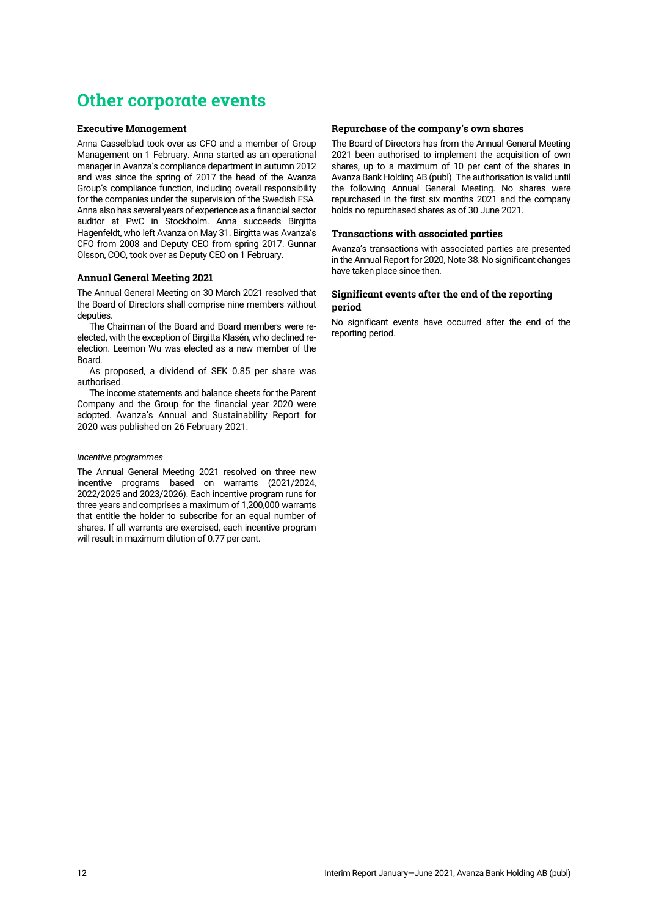# Other corporate events

### Executive Management

Anna Casselblad took over as CFO and a member of Group Management on 1 February. Anna started as an operational manager in Avanza's compliance department in autumn 2012 and was since the spring of 2017 the head of the Avanza Group's compliance function, including overall responsibility for the companies under the supervision of the Swedish FSA. Anna also has several years of experience as a financial sector auditor at PwC in Stockholm. Anna succeeds Birgitta Hagenfeldt, who left Avanza on May 31. Birgitta was Avanza's CFO from 2008 and Deputy CEO from spring 2017. Gunnar Olsson, COO, took over as Deputy CEO on 1 February.

### Annual General Meeting 2021

The Annual General Meeting on 30 March 2021 resolved that the Board of Directors shall comprise nine members without deputies.

The Chairman of the Board and Board members were re-elected, with the exception of Birgitta Klasén, who declined re-election. Leemon Wu was elected as a new member of the Board.

As proposed, a dividend of SEK 0.85 per share was authorised.

The income statements and balance sheets for the Parent Company and the Group for the financial year 2020 were adopted. Avanza's Annual and Sustainability Report for 2020 was published on 26 February 2021.

*Incentive programmes*

The Annual General Meeting 2021 resolved on three new incentive programs based on warrants (2021/2024, 2022/2025 and 2023/2026). Each incentive program runs for three years and comprises a maximum of 1,200,000 warrants that entitle the holder to subscribe for an equal number of shares. If all warrants are exercised, each incentive program will result in maximum dilution of 0.77 per cent.

### Repurchase of the company's own shares

The Board of Directors has from the Annual General Meeting 2021 been authorised to implement the acquisition of own shares, up to a maximum of 10 per cent of the shares in Avanza Bank Holding AB (publ). The authorisation is valid until the following Annual General Meeting. No shares were repurchased in the first six months 2021 and the company holds no repurchased shares as of 30 June 2021.

### Transactions with associated parties

Avanza's transactions with associated parties are presented in the Annual Report for 2020, Note 38. No significant changes have taken place since then.

### Significant events after the end of the reporting period

No significant events have occurred after the end of the reporting period.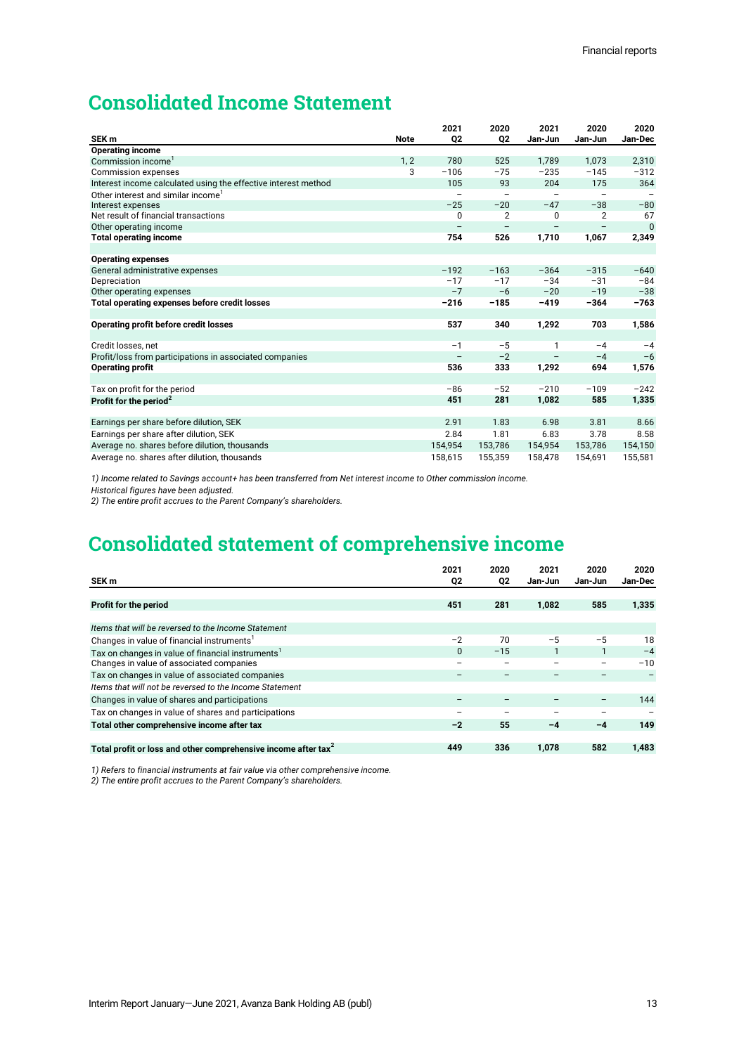# Consolidated Income Statement

| SEK m | Note | 2021 Q2 | 2020 Q2 | 2021 Jan-Jun | 2020 Jan-Jun | 2020 Jan-Dec |
|---|---|---|---|---|---|---|
| **Operating income** | | | | | | |
| Commission income[1] | 1, 2 | 780 | 525 | 1,789 | 1,073 | 2,310 |
| Commission expenses | 3 | −106 | −75 | −235 | −145 | −312 |
| Interest income calculated using the effective interest method | | 105 | 93 | 204 | 175 | 364 |
| Other interest and similar income[1] | | – | – | – | – | – |
| Interest expenses | | −25 | −20 | −47 | −38 | −80 |
| Net result of financial transactions | | 0 | 2 | 0 | 2 | 67 |
| Other operating income | | – | – | – | – | 0 |
| **Total operating income** | | **754** | **526** | **1,710** | **1,067** | **2,349** |
| | | | | | | |
| **Operating expenses** | | | | | | |
| General administrative expenses | | −192 | −163 | −364 | −315 | −640 |
| Depreciation | | −17 | −17 | −34 | −31 | −84 |
| Other operating expenses | | −7 | −6 | −20 | −19 | −38 |
| **Total operating expenses before credit losses** | | **−216** | **−185** | **−419** | **−364** | **−763** |
| | | | | | | |
| **Operating profit before credit losses** | | **537** | **340** | **1,292** | **703** | **1,586** |
| | | | | | | |
| Credit losses, net | | −1 | −5 | 1 | −4 | −4 |
| Profit/loss from participations in associated companies | | – | −2 | – | −4 | −6 |
| **Operating profit** | | **536** | **333** | **1,292** | **694** | **1,576** |
| | | | | | | |
| Tax on profit for the period | | −86 | −52 | −210 | −109 | −242 |
| **Profit for the period[2]** | | **451** | **281** | **1,082** | **585** | **1,335** |
| | | | | | | |
| Earnings per share before dilution, SEK | | 2.91 | 1.83 | 6.98 | 3.81 | 8.66 |
| Earnings per share after dilution, SEK | | 2.84 | 1.81 | 6.83 | 3.78 | 8.58 |
| Average no. shares before dilution, thousands | | 154,954 | 153,786 | 154,954 | 153,786 | 154,150 |
| Average no. shares after dilution, thousands | | 158,615 | 155,359 | 158,478 | 154,691 | 155,581 |

*1) Income related to Savings account+ has been transferred from Net interest income to Other commission income.*
*Historical figures have been adjusted.*
*2) The entire profit accrues to the Parent Company's shareholders.*

# Consolidated statement of comprehensive income

| SEK m | 2021 Q2 | 2020 Q2 | 2021 Jan-Jun | 2020 Jan-Jun | 2020 Jan-Dec |
|---|---|---|---|---|---|
| **Profit for the period** | **451** | **281** | **1,082** | **585** | **1,335** |
| | | | | | |
| *Items that will be reversed to the Income Statement* | | | | | |
| Changes in value of financial instruments[1] | −2 | 70 | −5 | −5 | 18 |
| Tax on changes in value of financial instruments[1] | 0 | −15 | 1 | 1 | −4 |
| Changes in value of associated companies | – | – | – | – | −10 |
| Tax on changes in value of associated companies | – | – | – | – | – |
| *Items that will not be reversed to the Income Statement* | | | | | |
| Changes in value of shares and participations | – | – | – | – | 144 |
| Tax on changes in value of shares and participations | – | – | – | – | – |
| **Total other comprehensive income after tax** | **−2** | **55** | **−4** | **−4** | **149** |
| | | | | | |
| **Total profit or loss and other comprehensive income after tax[2]** | **449** | **336** | **1,078** | **582** | **1,483** |

*1) Refers to financial instruments at fair value via other comprehensive income.*
*2) The entire profit accrues to the Parent Company's shareholders.*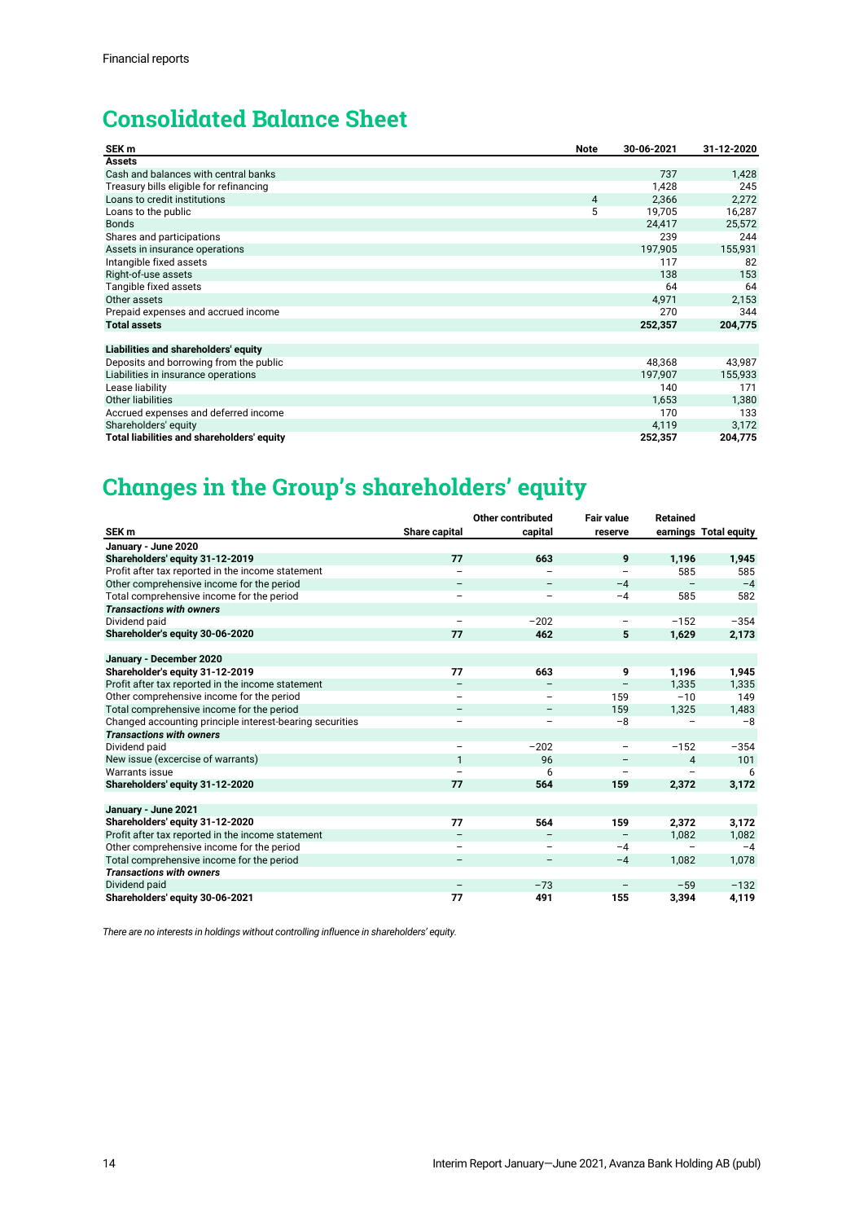# Consolidated Balance Sheet

| SEK m | Note | 30-06-2021 | 31-12-2020 |
|---|---|---|---|
| **Assets** | | | |
| Cash and balances with central banks | | 737 | 1,428 |
| Treasury bills eligible for refinancing | | 1,428 | 245 |
| Loans to credit institutions | 4 | 2,366 | 2,272 |
| Loans to the public | 5 | 19,705 | 16,287 |
| Bonds | | 24,417 | 25,572 |
| Shares and participations | | 239 | 244 |
| Assets in insurance operations | | 197,905 | 155,931 |
| Intangible fixed assets | | 117 | 82 |
| Right-of-use assets | | 138 | 153 |
| Tangible fixed assets | | 64 | 64 |
| Other assets | | 4,971 | 2,153 |
| Prepaid expenses and accrued income | | 270 | 344 |
| **Total assets** | | **252,357** | **204,775** |
| | | | |
| **Liabilities and shareholders' equity** | | | |
| Deposits and borrowing from the public | | 48,368 | 43,987 |
| Liabilities in insurance operations | | 197,907 | 155,933 |
| Lease liability | | 140 | 171 |
| Other liabilities | | 1,653 | 1,380 |
| Accrued expenses and deferred income | | 170 | 133 |
| Shareholders' equity | | 4,119 | 3,172 |
| **Total liabilities and shareholders' equity** | | **252,357** | **204,775** |

# Changes in the Group's shareholders' equity

| SEK m | Share capital | Other contributed capital | Fair value reserve | Retained earnings | Total equity |
|---|---|---|---|---|---|
| **January - June 2020** | | | | | |
| **Shareholders' equity 31-12-2019** | **77** | **663** | **9** | **1,196** | **1,945** |
| Profit after tax reported in the income statement | – | – | – | 585 | 585 |
| Other comprehensive income for the period | – | – | −4 | – | −4 |
| Total comprehensive income for the period | – | – | −4 | 585 | 582 |
| ***Transactions with owners*** | | | | | |
| Dividend paid | – | −202 | – | −152 | −354 |
| **Shareholder's equity 30-06-2020** | **77** | **462** | **5** | **1,629** | **2,173** |
| | | | | | |
| **January - December 2020** | | | | | |
| **Shareholder's equity 31-12-2019** | **77** | **663** | **9** | **1,196** | **1,945** |
| Profit after tax reported in the income statement | – | – | – | 1,335 | 1,335 |
| Other comprehensive income for the period | – | – | 159 | −10 | 149 |
| Total comprehensive income for the period | – | – | 159 | 1,325 | 1,483 |
| Changed accounting principle interest-bearing securities | – | – | −8 | – | −8 |
| ***Transactions with owners*** | | | | | |
| Dividend paid | – | −202 | – | −152 | −354 |
| New issue (excercise of warrants) | 1 | 96 | – | 4 | 101 |
| Warrants issue | – | 6 | – | – | 6 |
| **Shareholders' equity 31-12-2020** | **77** | **564** | **159** | **2,372** | **3,172** |
| | | | | | |
| **January - June 2021** | | | | | |
| **Shareholders' equity 31-12-2020** | **77** | **564** | **159** | **2,372** | **3,172** |
| Profit after tax reported in the income statement | – | – | – | 1,082 | 1,082 |
| Other comprehensive income for the period | – | – | −4 | – | −4 |
| Total comprehensive income for the period | – | – | −4 | 1,082 | 1,078 |
| ***Transactions with owners*** | | | | | |
| Dividend paid | – | −73 | – | −59 | −132 |
| **Shareholders' equity 30-06-2021** | **77** | **491** | **155** | **3,394** | **4,119** |

*There are no interests in holdings without controlling influence in shareholders' equity.*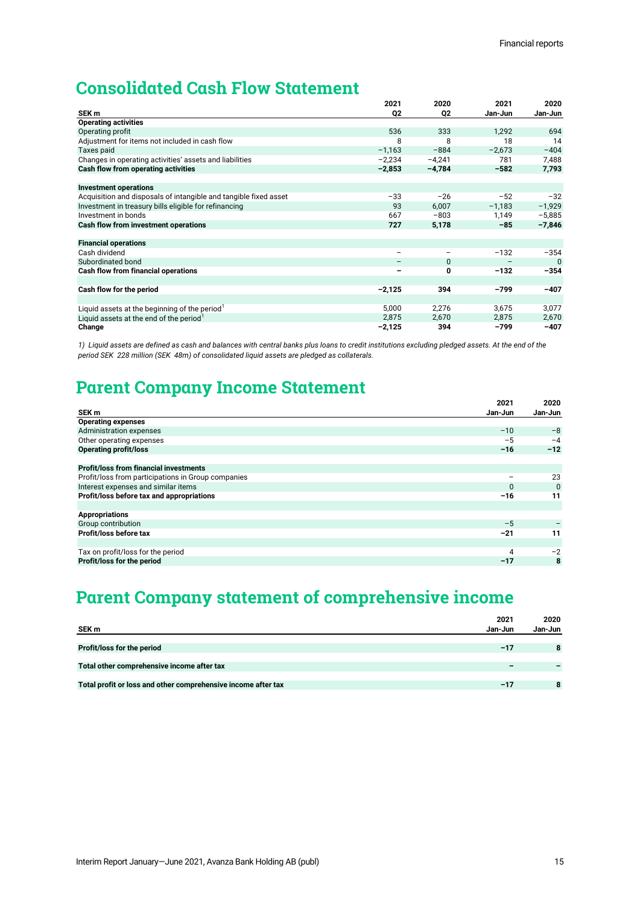# Consolidated Cash Flow Statement

| SEK m | 2021 Q2 | 2020 Q2 | 2021 Jan-Jun | 2020 Jan-Jun |
|---|---|---|---|---|
| **Operating activities** | | | | |
| Operating profit | 536 | 333 | 1,292 | 694 |
| Adjustment for items not included in cash flow | 8 | 8 | 18 | 14 |
| Taxes paid | −1,163 | −884 | −2,673 | −404 |
| Changes in operating activities' assets and liabilities | −2,234 | −4,241 | 781 | 7,488 |
| **Cash flow from operating activities** | **−2,853** | **−4,784** | **−582** | **7,793** |
| | | | | |
| **Investment operations** | | | | |
| Acquisition and disposals of intangible and tangible fixed asset | −33 | −26 | −52 | −32 |
| Investment in treasury bills eligible for refinancing | 93 | 6,007 | −1,183 | −1,929 |
| Investment in bonds | 667 | −803 | 1,149 | −5,885 |
| **Cash flow from investment operations** | **727** | **5,178** | **−85** | **−7,846** |
| | | | | |
| **Financial operations** | | | | |
| Cash dividend | – | – | −132 | −354 |
| Subordinated bond | – | 0 | – | 0 |
| **Cash flow from financial operations** | **–** | **0** | **−132** | **−354** |
| | | | | |
| **Cash flow for the period** | **−2,125** | **394** | **−799** | **−407** |
| | | | | |
| Liquid assets at the beginning of the period[1] | 5,000 | 2,276 | 3,675 | 3,077 |
| Liquid assets at the end of the period[1] | 2,875 | 2,670 | 2,875 | 2,670 |
| **Change** | **−2,125** | **394** | **−799** | **−407** |

*1) Liquid assets are defined as cash and balances with central banks plus loans to credit institutions excluding pledged assets. At the end of the period SEK 228 million (SEK 48m) of consolidated liquid assets are pledged as collaterals.*

# Parent Company Income Statement

| SEK m | 2021 Jan-Jun | 2020 Jan-Jun |
|---|---|---|
| **Operating expenses** | | |
| Administration expenses | −10 | −8 |
| Other operating expenses | −5 | −4 |
| **Operating profit/loss** | **−16** | **−12** |
| | | |
| **Profit/loss from financial investments** | | |
| Profit/loss from participations in Group companies | – | 23 |
| Interest expenses and similar items | 0 | 0 |
| **Profit/loss before tax and appropriations** | **−16** | **11** |
| | | |
| **Appropriations** | | |
| Group contribution | −5 | – |
| **Profit/loss before tax** | **−21** | **11** |
| | | |
| Tax on profit/loss for the period | 4 | −2 |
| **Profit/loss for the period** | **−17** | **8** |

# Parent Company statement of comprehensive income

| SEK m | 2021 Jan-Jun | 2020 Jan-Jun |
|---|---|---|
| **Profit/loss for the period** | **−17** | **8** |
| **Total other comprehensive income after tax** | **–** | **–** |
| **Total profit or loss and other comprehensive income after tax** | **−17** | **8** |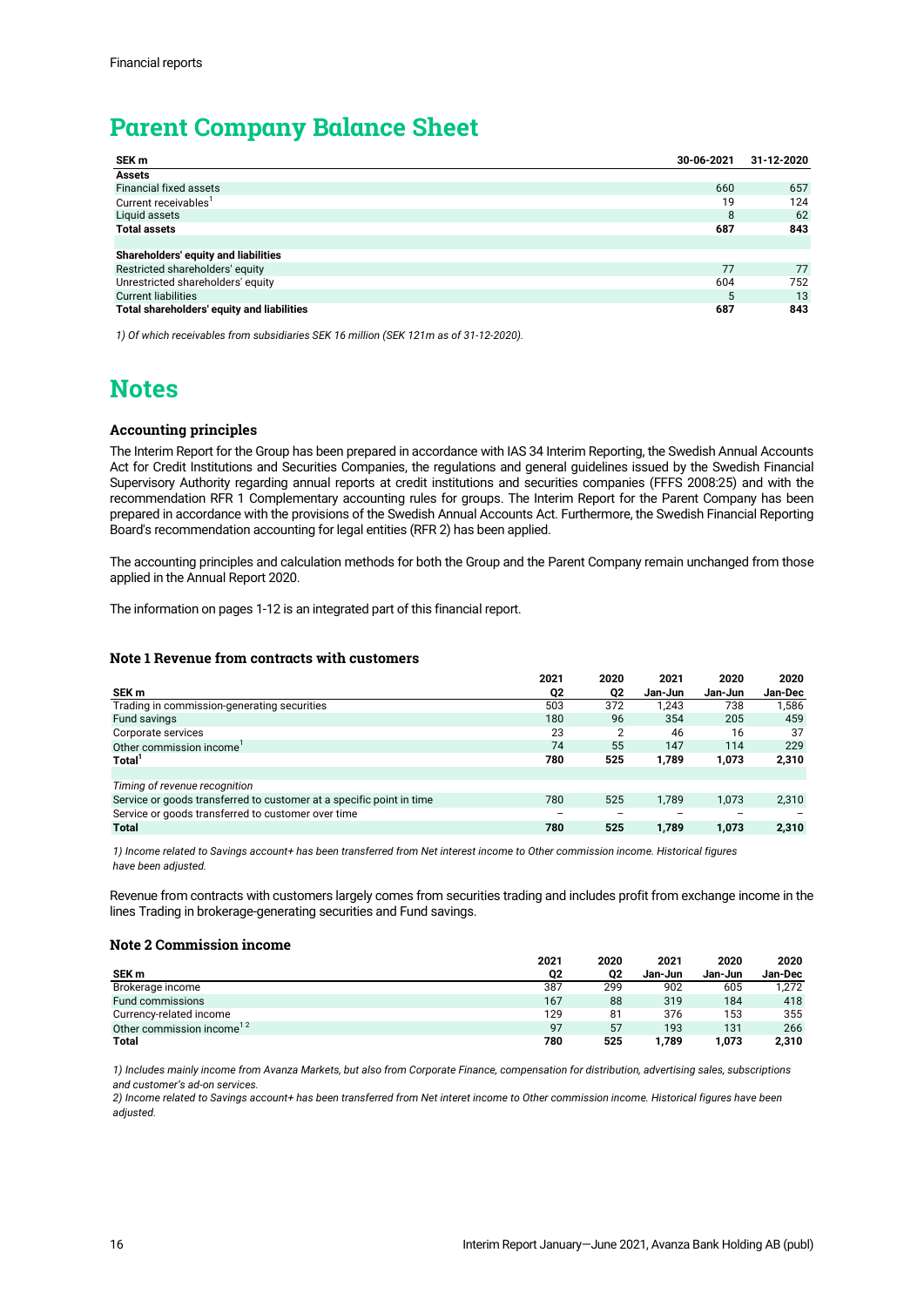Financial reports

# Parent Company Balance Sheet

| SEK m | 30-06-2021 | 31-12-2020 |
|---|---|---|
| **Assets** | | |
| Financial fixed assets | 660 | 657 |
| Current receivables[1] | 19 | 124 |
| Liquid assets | 8 | 62 |
| **Total assets** | **687** | **843** |
| | | |
| **Shareholders' equity and liabilities** | | |
| Restricted shareholders' equity | 77 | 77 |
| Unrestricted shareholders' equity | 604 | 752 |
| Current liabilities | 5 | 13 |
| **Total shareholders' equity and liabilities** | **687** | **843** |

*1) Of which receivables from subsidiaries SEK 16 million (SEK 121m as of 31-12-2020).*

# Notes

### Accounting principles

The Interim Report for the Group has been prepared in accordance with IAS 34 Interim Reporting, the Swedish Annual Accounts Act for Credit Institutions and Securities Companies, the regulations and general guidelines issued by the Swedish Financial Supervisory Authority regarding annual reports at credit institutions and securities companies (FFFS 2008:25) and with the recommendation RFR 1 Complementary accounting rules for groups. The Interim Report for the Parent Company has been prepared in accordance with the provisions of the Swedish Annual Accounts Act. Furthermore, the Swedish Financial Reporting Board's recommendation accounting for legal entities (RFR 2) has been applied.

The accounting principles and calculation methods for both the Group and the Parent Company remain unchanged from those applied in the Annual Report 2020.

The information on pages 1-12 is an integrated part of this financial report.

### Note 1 Revenue from contracts with customers

| SEK m | 2021 Q2 | 2020 Q2 | 2021 Jan-Jun | 2020 Jan-Jun | 2020 Jan-Dec |
|---|---|---|---|---|---|
| Trading in commission-generating securities | 503 | 372 | 1,243 | 738 | 1,586 |
| Fund savings | 180 | 96 | 354 | 205 | 459 |
| Corporate services | 23 | 2 | 46 | 16 | 37 |
| Other commission income[1] | 74 | 55 | 147 | 114 | 229 |
| **Total[1]** | **780** | **525** | **1,789** | **1,073** | **2,310** |
| | | | | | |
| *Timing of revenue recognition* | | | | | |
| Service or goods transferred to customer at a specific point in time | 780 | 525 | 1,789 | 1,073 | 2,310 |
| Service or goods transferred to customer over time | – | – | – | – | – |
| **Total** | **780** | **525** | **1,789** | **1,073** | **2,310** |

*1) Income related to Savings account+ has been transferred from Net interest income to Other commission income. Historical figures have been adjusted.*

Revenue from contracts with customers largely comes from securities trading and includes profit from exchange income in the lines Trading in brokerage-generating securities and Fund savings.

### Note 2 Commission income

| SEK m | 2021 Q2 | 2020 Q2 | 2021 Jan-Jun | 2020 Jan-Jun | 2020 Jan-Dec |
|---|---|---|---|---|---|
| Brokerage income | 387 | 299 | 902 | 605 | 1,272 |
| Fund commissions | 167 | 88 | 319 | 184 | 418 |
| Currency-related income | 129 | 81 | 376 | 153 | 355 |
| Other commission income[1 2] | 97 | 57 | 193 | 131 | 266 |
| **Total** | **780** | **525** | **1,789** | **1,073** | **2,310** |

*1) Includes mainly income from Avanza Markets, but also from Corporate Finance, compensation for distribution, advertising sales, subscriptions and customer's ad-on services.*

*2) Income related to Savings account+ has been transferred from Net interet income to Other commission income. Historical figures have been adjusted.*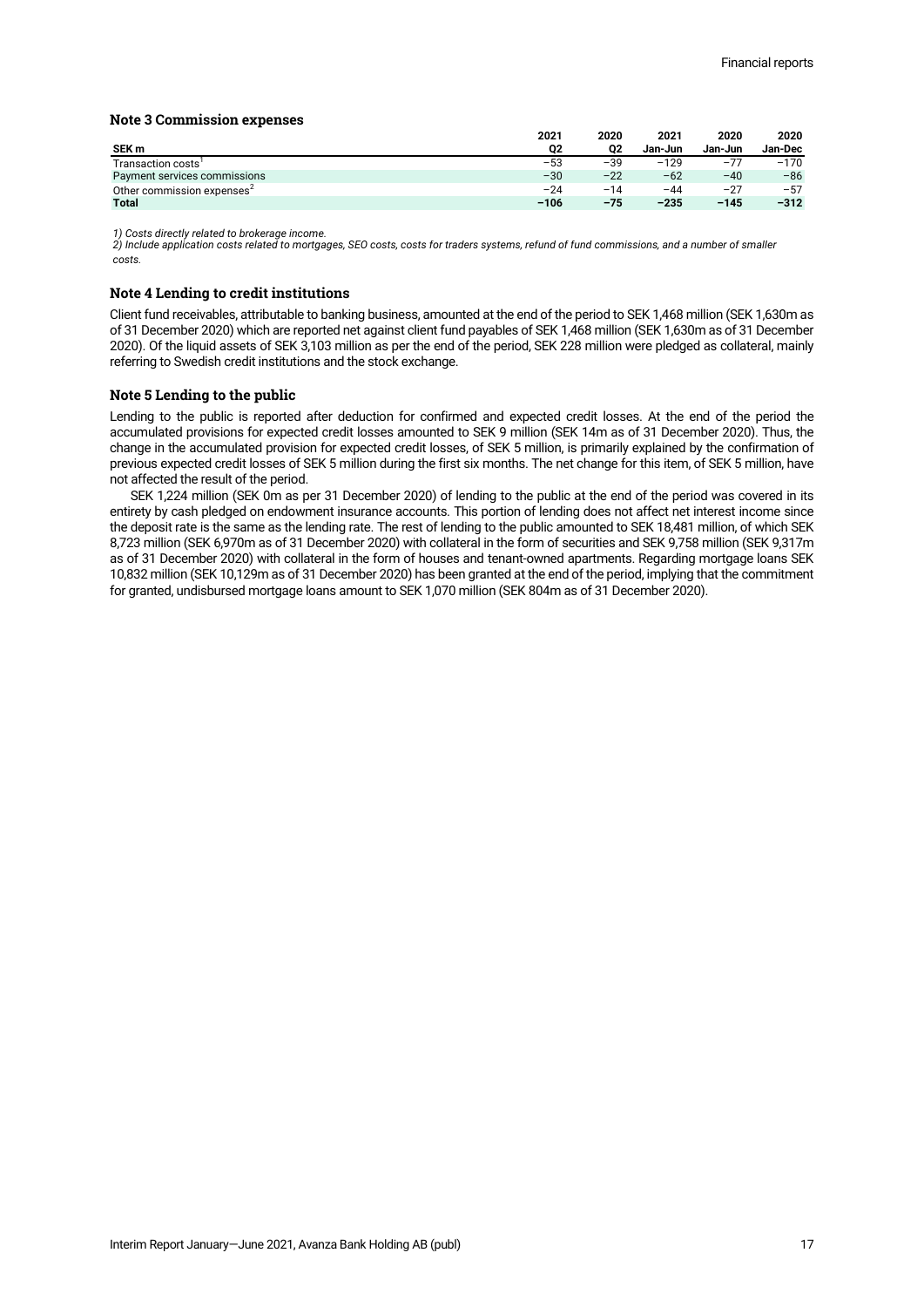### Note 3 Commission expenses

| SEK m | 2021 Q2 | 2020 Q2 | 2021 Jan-Jun | 2020 Jan-Jun | 2020 Jan-Dec |
|---|---|---|---|---|---|
| Transaction costs[1] | −53 | −39 | −129 | −77 | −170 |
| Payment services commissions | −30 | −22 | −62 | −40 | −86 |
| Other commission expenses[2] | −24 | −14 | −44 | −27 | −57 |
| **Total** | **−106** | **−75** | **−235** | **−145** | **−312** |

*1) Costs directly related to brokerage income.*
*2) Include application costs related to mortgages, SEO costs, costs for traders systems, refund of fund commissions, and a number of smaller costs.*

### Note 4 Lending to credit institutions

Client fund receivables, attributable to banking business, amounted at the end of the period to SEK 1,468 million (SEK 1,630m as of 31 December 2020) which are reported net against client fund payables of SEK 1,468 million (SEK 1,630m as of 31 December 2020). Of the liquid assets of SEK 3,103 million as per the end of the period, SEK 228 million were pledged as collateral, mainly referring to Swedish credit institutions and the stock exchange.

### Note 5 Lending to the public

Lending to the public is reported after deduction for confirmed and expected credit losses. At the end of the period the accumulated provisions for expected credit losses amounted to SEK 9 million (SEK 14m as of 31 December 2020). Thus, the change in the accumulated provision for expected credit losses, of SEK 5 million, is primarily explained by the confirmation of previous expected credit losses of SEK 5 million during the first six months. The net change for this item, of SEK 5 million, have not affected the result of the period.

SEK 1,224 million (SEK 0m as per 31 December 2020) of lending to the public at the end of the period was covered in its entirety by cash pledged on endowment insurance accounts. This portion of lending does not affect net interest income since the deposit rate is the same as the lending rate. The rest of lending to the public amounted to SEK 18,481 million, of which SEK 8,723 million (SEK 6,970m as of 31 December 2020) with collateral in the form of securities and SEK 9,758 million (SEK 9,317m as of 31 December 2020) with collateral in the form of houses and tenant-owned apartments. Regarding mortgage loans SEK 10,832 million (SEK 10,129m as of 31 December 2020) has been granted at the end of the period, implying that the commitment for granted, undisbursed mortgage loans amount to SEK 1,070 million (SEK 804m as of 31 December 2020).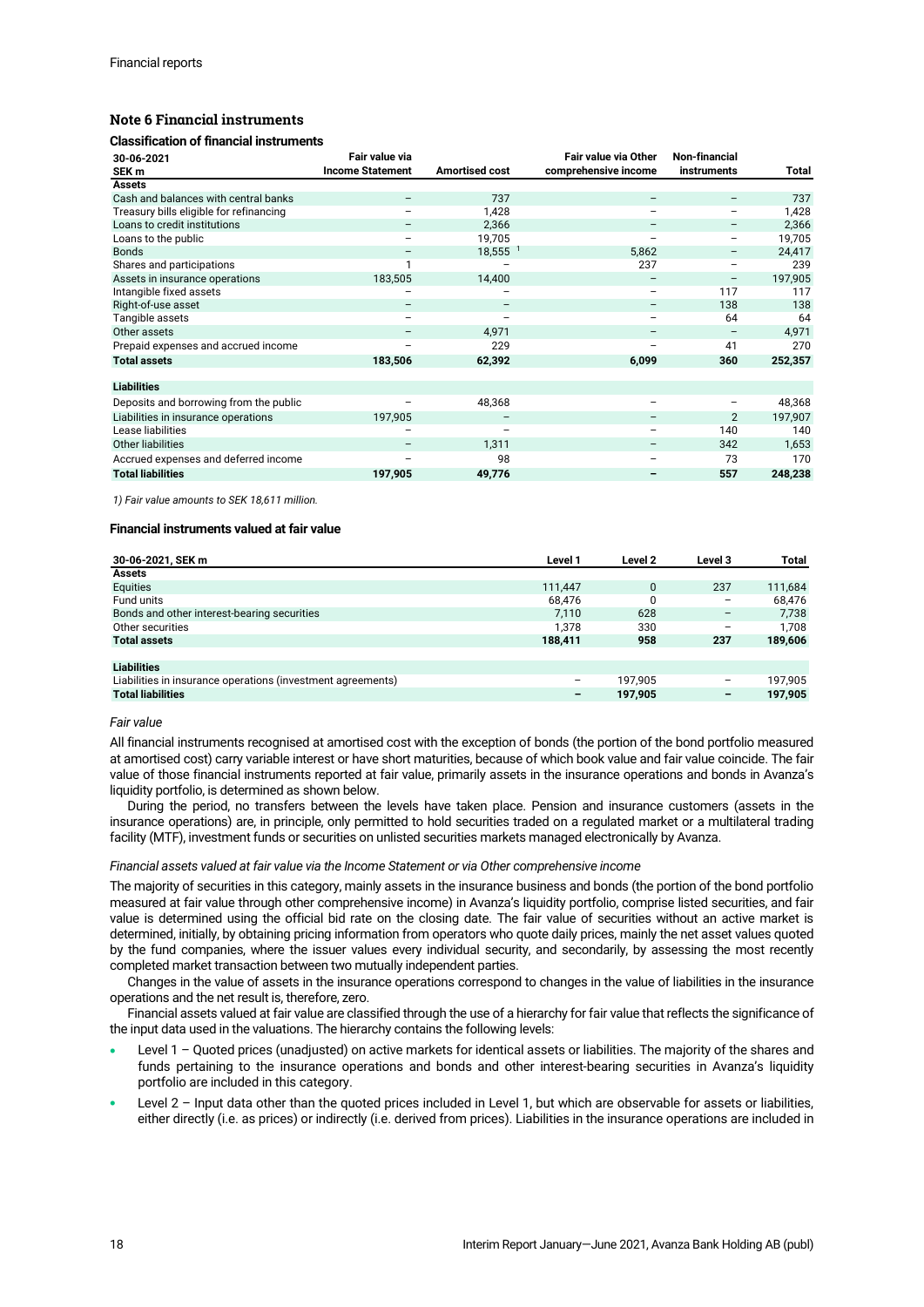## Note 6 Financial instruments

### Classification of financial instruments

| 30-06-2021<br>SEK m | Fair value via Income Statement | Amortised cost | Fair value via Other comprehensive income | Non-financial instruments | Total |
|---|---|---|---|---|---|
| **Assets** | | | | | |
| Cash and balances with central banks | – | 737 | – | – | 737 |
| Treasury bills eligible for refinancing | – | 1,428 | – | – | 1,428 |
| Loans to credit institutions | – | 2,366 | – | – | 2,366 |
| Loans to the public | – | 19,705 | – | – | 19,705 |
| Bonds | – | 18,555 [1] | 5,862 | – | 24,417 |
| Shares and participations | 1 | – | 237 | – | 239 |
| Assets in insurance operations | 183,505 | 14,400 | – | – | 197,905 |
| Intangible fixed assets | – | – | – | 117 | 117 |
| Right-of-use asset | – | – | – | 138 | 138 |
| Tangible assets | – | – | – | 64 | 64 |
| Other assets | – | 4,971 | – | – | 4,971 |
| Prepaid expenses and accrued income | – | 229 | – | 41 | 270 |
| **Total assets** | **183,506** | **62,392** | **6,099** | **360** | **252,357** |
| | | | | | |
| **Liabilities** | | | | | |
| Deposits and borrowing from the public | – | 48,368 | – | – | 48,368 |
| Liabilities in insurance operations | 197,905 | – | – | 2 | 197,907 |
| Lease liabilities | – | – | – | 140 | 140 |
| Other liabilities | – | 1,311 | – | 342 | 1,653 |
| Accrued expenses and deferred income | – | 98 | – | 73 | 170 |
| **Total liabilities** | **197,905** | **49,776** | **–** | **557** | **248,238** |

*1) Fair value amounts to SEK 18,611 million.*

### Financial instruments valued at fair value

| 30-06-2021, SEK m | Level 1 | Level 2 | Level 3 | Total |
|---|---|---|---|---|
| **Assets** | | | | |
| Equities | 111,447 | 0 | 237 | 111,684 |
| Fund units | 68,476 | 0 | – | 68,476 |
| Bonds and other interest-bearing securities | 7,110 | 628 | – | 7,738 |
| Other securities | 1,378 | 330 | – | 1,708 |
| **Total assets** | **188,411** | **958** | **237** | **189,606** |
| | | | | |
| **Liabilities** | | | | |
| Liabilities in insurance operations (investment agreements) | – | 197,905 | – | 197,905 |
| **Total liabilities** | **–** | **197,905** | **–** | **197,905** |

*Fair value*

All financial instruments recognised at amortised cost with the exception of bonds (the portion of the bond portfolio measured at amortised cost) carry variable interest or have short maturities, because of which book value and fair value coincide. The fair value of those financial instruments reported at fair value, primarily assets in the insurance operations and bonds in Avanza's liquidity portfolio, is determined as shown below.

During the period, no transfers between the levels have taken place. Pension and insurance customers (assets in the insurance operations) are, in principle, only permitted to hold securities traded on a regulated market or a multilateral trading facility (MTF), investment funds or securities on unlisted securities markets managed electronically by Avanza.

*Financial assets valued at fair value via the Income Statement or via Other comprehensive income*

The majority of securities in this category, mainly assets in the insurance business and bonds (the portion of the bond portfolio measured at fair value through other comprehensive income) in Avanza's liquidity portfolio, comprise listed securities, and fair value is determined using the official bid rate on the closing date. The fair value of securities without an active market is determined, initially, by obtaining pricing information from operators who quote daily prices, mainly the net asset values quoted by the fund companies, where the issuer values every individual security, and secondarily, by assessing the most recently completed market transaction between two mutually independent parties.

Changes in the value of assets in the insurance operations correspond to changes in the value of liabilities in the insurance operations and the net result is, therefore, zero.

Financial assets valued at fair value are classified through the use of a hierarchy for fair value that reflects the significance of the input data used in the valuations. The hierarchy contains the following levels:

- Level 1 – Quoted prices (unadjusted) on active markets for identical assets or liabilities. The majority of the shares and funds pertaining to the insurance operations and bonds and other interest-bearing securities in Avanza's liquidity portfolio are included in this category.
- Level 2 – Input data other than the quoted prices included in Level 1, but which are observable for assets or liabilities, either directly (i.e. as prices) or indirectly (i.e. derived from prices). Liabilities in the insurance operations are included in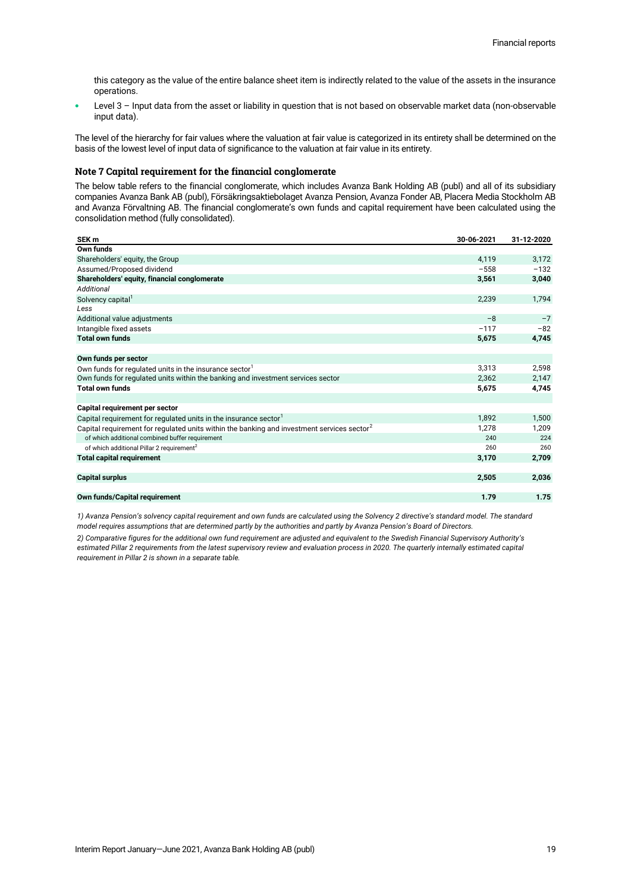this category as the value of the entire balance sheet item is indirectly related to the value of the assets in the insurance operations.

- Level 3 – Input data from the asset or liability in question that is not based on observable market data (non-observable input data).

The level of the hierarchy for fair values where the valuation at fair value is categorized in its entirety shall be determined on the basis of the lowest level of input data of significance to the valuation at fair value in its entirety.

### Note 7 Capital requirement for the financial conglomerate

The below table refers to the financial conglomerate, which includes Avanza Bank Holding AB (publ) and all of its subsidiary companies Avanza Bank AB (publ), Försäkringsaktiebolaget Avanza Pension, Avanza Fonder AB, Placera Media Stockholm AB and Avanza Förvaltning AB. The financial conglomerate's own funds and capital requirement have been calculated using the consolidation method (fully consolidated).

| SEK m | 30-06-2021 | 31-12-2020 |
|---|---|---|
| **Own funds** | | |
| Shareholders' equity, the Group | 4,119 | 3,172 |
| Assumed/Proposed dividend | −558 | −132 |
| **Shareholders' equity, financial conglomerate** | **3,561** | **3,040** |
| *Additional* | | |
| Solvency capital[1] | 2,239 | 1,794 |
| *Less* | | |
| Additional value adjustments | −8 | −7 |
| Intangible fixed assets | −117 | −82 |
| **Total own funds** | **5,675** | **4,745** |
| | | |
| **Own funds per sector** | | |
| Own funds for regulated units in the insurance sector[1] | 3,313 | 2,598 |
| Own funds for regulated units within the banking and investment services sector | 2,362 | 2,147 |
| **Total own funds** | **5,675** | **4,745** |
| | | |
| **Capital requirement per sector** | | |
| Capital requirement for regulated units in the insurance sector[1] | 1,892 | 1,500 |
| Capital requirement for regulated units within the banking and investment services sector[2] | 1,278 | 1,209 |
| of which additional combined buffer requirement | 240 | 224 |
| of which additional Pillar 2 requirement[2] | 260 | 260 |
| **Total capital requirement** | **3,170** | **2,709** |
| | | |
| **Capital surplus** | **2,505** | **2,036** |
| | | |
| **Own funds/Capital requirement** | **1.79** | **1.75** |

*1) Avanza Pension's solvency capital requirement and own funds are calculated using the Solvency 2 directive's standard model. The standard model requires assumptions that are determined partly by the authorities and partly by Avanza Pension's Board of Directors.*

*2) Comparative figures for the additional own fund requirement are adjusted and equivalent to the Swedish Financial Supervisory Authority's estimated Pillar 2 requirements from the latest supervisory review and evaluation process in 2020. The quarterly internally estimated capital requirement in Pillar 2 is shown in a separate table.*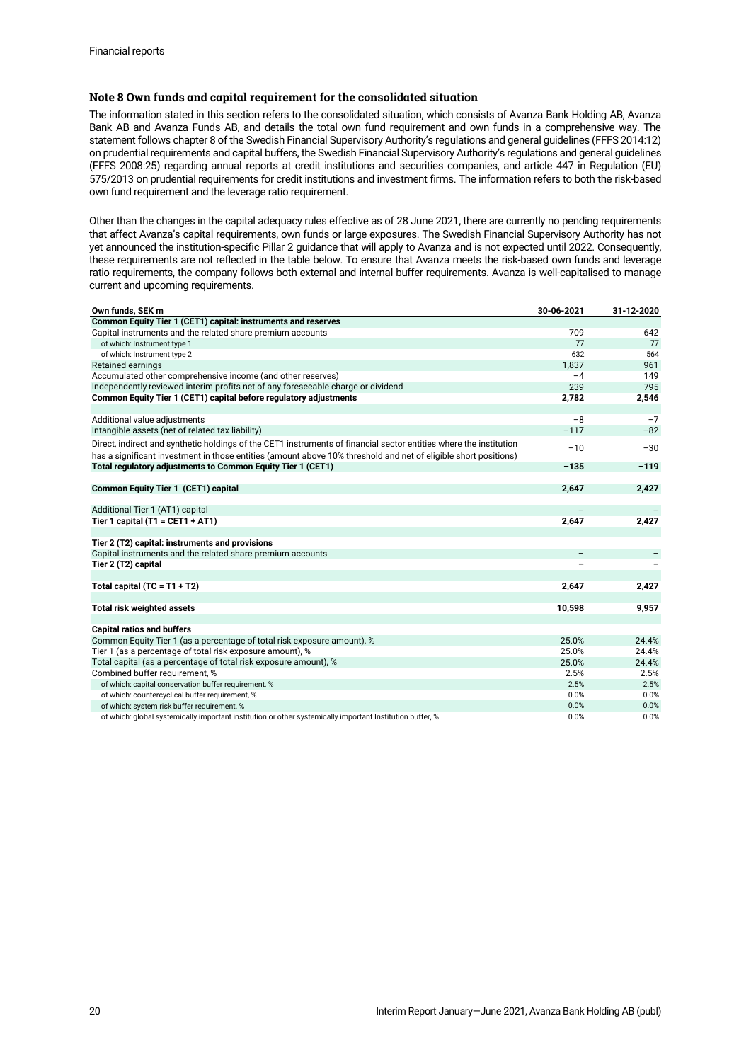## Note 8 Own funds and capital requirement for the consolidated situation

The information stated in this section refers to the consolidated situation, which consists of Avanza Bank Holding AB, Avanza Bank AB and Avanza Funds AB, and details the total own fund requirement and own funds in a comprehensive way. The statement follows chapter 8 of the Swedish Financial Supervisory Authority's regulations and general guidelines (FFFS 2014:12) on prudential requirements and capital buffers, the Swedish Financial Supervisory Authority's regulations and general guidelines (FFFS 2008:25) regarding annual reports at credit institutions and securities companies, and article 447 in Regulation (EU) 575/2013 on prudential requirements for credit institutions and investment firms. The information refers to both the risk-based own fund requirement and the leverage ratio requirement.

Other than the changes in the capital adequacy rules effective as of 28 June 2021, there are currently no pending requirements that affect Avanza's capital requirements, own funds or large exposures. The Swedish Financial Supervisory Authority has not yet announced the institution-specific Pillar 2 guidance that will apply to Avanza and is not expected until 2022. Consequently, these requirements are not reflected in the table below. To ensure that Avanza meets the risk-based own funds and leverage ratio requirements, the company follows both external and internal buffer requirements. Avanza is well-capitalised to manage current and upcoming requirements.

| Own funds, SEK m | 30-06-2021 | 31-12-2020 |
|---|---|---|
| **Common Equity Tier 1 (CET1) capital: instruments and reserves** | | |
| Capital instruments and the related share premium accounts | 709 | 642 |
| of which: Instrument type 1 | 77 | 77 |
| of which: Instrument type 2 | 632 | 564 |
| Retained earnings | 1,837 | 961 |
| Accumulated other comprehensive income (and other reserves) | −4 | 149 |
| Independently reviewed interim profits net of any foreseeable charge or dividend | 239 | 795 |
| **Common Equity Tier 1 (CET1) capital before regulatory adjustments** | **2,782** | **2,546** |
| | | |
| Additional value adjustments | −8 | −7 |
| Intangible assets (net of related tax liability) | −117 | −82 |
| Direct, indirect and synthetic holdings of the CET1 instruments of financial sector entities where the institution has a significant investment in those entities (amount above 10% threshold and net of eligible short positions) | −10 | −30 |
| **Total regulatory adjustments to Common Equity Tier 1 (CET1)** | **−135** | **−119** |
| | | |
| **Common Equity Tier 1 (CET1) capital** | **2,647** | **2,427** |
| | | |
| Additional Tier 1 (AT1) capital | – | – |
| **Tier 1 capital (T1 = CET1 + AT1)** | **2,647** | **2,427** |
| | | |
| **Tier 2 (T2) capital: instruments and provisions** | | |
| Capital instruments and the related share premium accounts | – | – |
| **Tier 2 (T2) capital** | **–** | **–** |
| | | |
| **Total capital (TC = T1 + T2)** | **2,647** | **2,427** |
| | | |
| **Total risk weighted assets** | **10,598** | **9,957** |
| | | |
| **Capital ratios and buffers** | | |
| Common Equity Tier 1 (as a percentage of total risk exposure amount), % | 25.0% | 24.4% |
| Tier 1 (as a percentage of total risk exposure amount), % | 25.0% | 24.4% |
| Total capital (as a percentage of total risk exposure amount), % | 25.0% | 24.4% |
| Combined buffer requirement, % | 2.5% | 2.5% |
| of which: capital conservation buffer requirement, % | 2.5% | 2.5% |
| of which: countercyclical buffer requirement, % | 0.0% | 0.0% |
| of which: system risk buffer requirement, % | 0.0% | 0.0% |
| of which: global systemically important institution or other systemically important Institution buffer, % | 0.0% | 0.0% |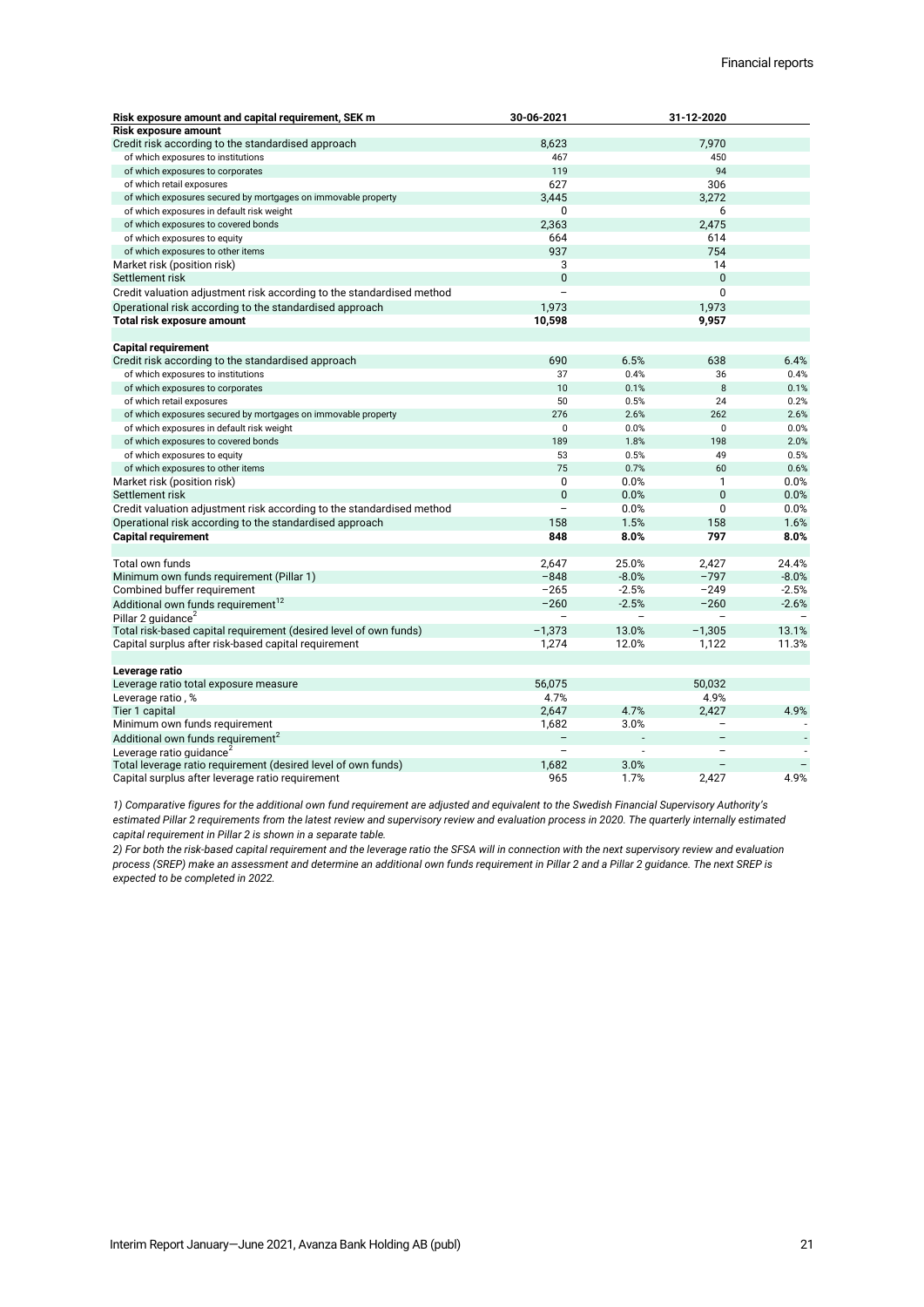| Risk exposure amount and capital requirement, SEK m | 30-06-2021 | | 31-12-2020 | |
|---|---|---|---|---|
| **Risk exposure amount** | | | | |
| Credit risk according to the standardised approach | 8,623 | | 7,970 | |
| of which exposures to institutions | 467 | | 450 | |
| of which exposures to corporates | 119 | | 94 | |
| of which retail exposures | 627 | | 306 | |
| of which exposures secured by mortgages on immovable property | 3,445 | | 3,272 | |
| of which exposures in default risk weight | 0 | | 6 | |
| of which exposures to covered bonds | 2,363 | | 2,475 | |
| of which exposures to equity | 664 | | 614 | |
| of which exposures to other items | 937 | | 754 | |
| Market risk (position risk) | 3 | | 14 | |
| Settlement risk | 0 | | 0 | |
| Credit valuation adjustment risk according to the standardised method | – | | 0 | |
| Operational risk according to the standardised approach | 1,973 | | 1,973 | |
| **Total risk exposure amount** | **10,598** | | **9,957** | |
| | | | | |
| **Capital requirement** | | | | |
| Credit risk according to the standardised approach | 690 | 6.5% | 638 | 6.4% |
| of which exposures to institutions | 37 | 0.4% | 36 | 0.4% |
| of which exposures to corporates | 10 | 0.1% | 8 | 0.1% |
| of which retail exposures | 50 | 0.5% | 24 | 0.2% |
| of which exposures secured by mortgages on immovable property | 276 | 2.6% | 262 | 2.6% |
| of which exposures in default risk weight | 0 | 0.0% | 0 | 0.0% |
| of which exposures to covered bonds | 189 | 1.8% | 198 | 2.0% |
| of which exposures to equity | 53 | 0.5% | 49 | 0.5% |
| of which exposures to other items | 75 | 0.7% | 60 | 0.6% |
| Market risk (position risk) | 0 | 0.0% | 1 | 0.0% |
| Settlement risk | 0 | 0.0% | 0 | 0.0% |
| Credit valuation adjustment risk according to the standardised method | – | 0.0% | 0 | 0.0% |
| Operational risk according to the standardised approach | 158 | 1.5% | 158 | 1.6% |
| **Capital requirement** | **848** | **8.0%** | **797** | **8.0%** |
| | | | | |
| Total own funds | 2,647 | 25.0% | 2,427 | 24.4% |
| Minimum own funds requirement (Pillar 1) | −848 | -8.0% | −797 | -8.0% |
| Combined buffer requirement | −265 | -2.5% | −249 | -2.5% |
| Additional own funds requirement[1,2] | −260 | -2.5% | −260 | -2.6% |
| Pillar 2 guidance[2] | – | – | – | – |
| Total risk-based capital requirement (desired level of own funds) | −1,373 | 13.0% | −1,305 | 13.1% |
| Capital surplus after risk-based capital requirement | 1,274 | 12.0% | 1,122 | 11.3% |
| | | | | |
| **Leverage ratio** | | | | |
| Leverage ratio total exposure measure | 56,075 | | 50,032 | |
| Leverage ratio , % | 4.7% | | 4.9% | |
| Tier 1 capital | 2,647 | 4.7% | 2,427 | 4.9% |
| Minimum own funds requirement | 1,682 | 3.0% | – | - |
| Additional own funds requirement[2] | – | - | – | - |
| Leverage ratio guidance[2] | – | - | – | - |
| Total leverage ratio requirement (desired level of own funds) | 1,682 | 3.0% | – | – |
| Capital surplus after leverage ratio requirement | 965 | 1.7% | 2,427 | 4.9% |

*1) Comparative figures for the additional own fund requirement are adjusted and equivalent to the Swedish Financial Supervisory Authority's estimated Pillar 2 requirements from the latest review and supervisory review and evaluation process in 2020. The quarterly internally estimated capital requirement in Pillar 2 is shown in a separate table.*

*2) For both the risk-based capital requirement and the leverage ratio the SFSA will in connection with the next supervisory review and evaluation process (SREP) make an assessment and determine an additional own funds requirement in Pillar 2 and a Pillar 2 guidance. The next SREP is expected to be completed in 2022.*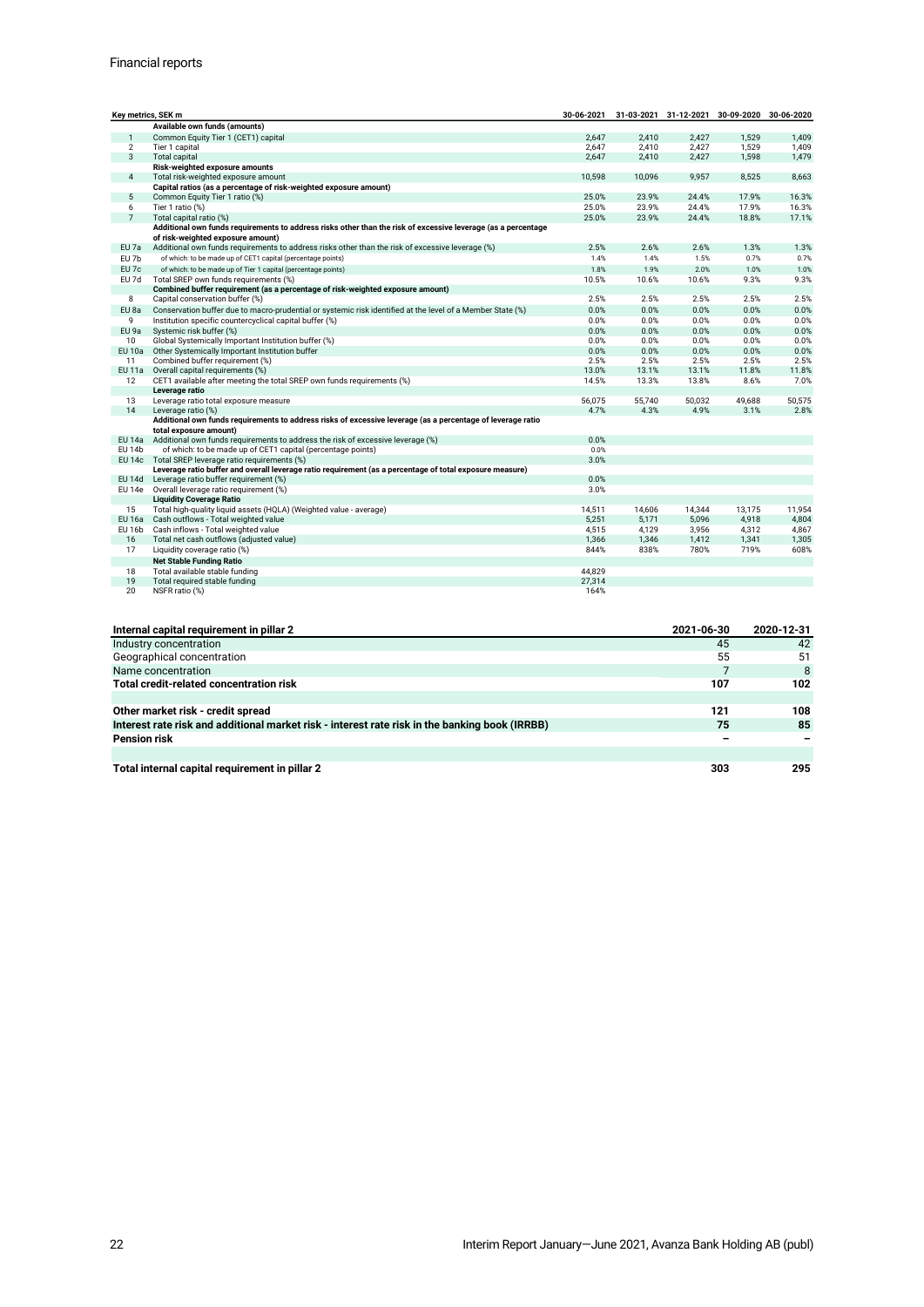| | Key metrics, SEK m | 30-06-2021 | 31-03-2021 | 31-12-2021 | 30-09-2020 | 30-06-2020 |
|---|---|---|---|---|---|---|
| | **Available own funds (amounts)** | | | | | |
| 1 | Common Equity Tier 1 (CET1) capital | 2,647 | 2,410 | 2,427 | 1,529 | 1,409 |
| 2 | Tier 1 capital | 2,647 | 2,410 | 2,427 | 1,529 | 1,409 |
| 3 | Total capital | 2,647 | 2,410 | 2,427 | 1,598 | 1,479 |
| | **Risk-weighted exposure amounts** | | | | | |
| 4 | Total risk-weighted exposure amount | 10,598 | 10,096 | 9,957 | 8,525 | 8,663 |
| | **Capital ratios (as a percentage of risk-weighted exposure amount)** | | | | | |
| 5 | Common Equity Tier 1 ratio (%) | 25.0% | 23.9% | 24.4% | 17.9% | 16.3% |
| 6 | Tier 1 ratio (%) | 25.0% | 23.9% | 24.4% | 17.9% | 16.3% |
| 7 | Total capital ratio (%) | 25.0% | 23.9% | 24.4% | 18.8% | 17.1% |
| | **Additional own funds requirements to address risks other than the risk of excessive leverage (as a percentage of risk-weighted exposure amount)** | | | | | |
| EU 7a | Additional own funds requirements to address risks other than the risk of excessive leverage (%) | 2.5% | 2.6% | 2.6% | 1.3% | 1.3% |
| EU 7b | of which: to be made up of CET1 capital (percentage points) | 1.4% | 1.4% | 1.5% | 0.7% | 0.7% |
| EU 7c | of which: to be made up of Tier 1 capital (percentage points) | 1.8% | 1.9% | 2.0% | 1.0% | 1.0% |
| EU 7d | Total SREP own funds requirements (%) | 10.5% | 10.6% | 10.6% | 9.3% | 9.3% |
| | **Combined buffer requirement (as a percentage of risk-weighted exposure amount)** | | | | | |
| 8 | Capital conservation buffer (%) | 2.5% | 2.5% | 2.5% | 2.5% | 2.5% |
| EU 8a | Conservation buffer due to macro-prudential or systemic risk identified at the level of a Member State (%) | 0.0% | 0.0% | 0.0% | 0.0% | 0.0% |
| 9 | Institution specific countercyclical capital buffer (%) | 0.0% | 0.0% | 0.0% | 0.0% | 0.0% |
| EU 9a | Systemic risk buffer (%) | 0.0% | 0.0% | 0.0% | 0.0% | 0.0% |
| 10 | Global Systemically Important Institution buffer (%) | 0.0% | 0.0% | 0.0% | 0.0% | 0.0% |
| EU 10a | Other Systemically Important Institution buffer | 0.0% | 0.0% | 0.0% | 0.0% | 0.0% |
| 11 | Combined buffer requirement (%) | 2.5% | 2.5% | 2.5% | 2.5% | 2.5% |
| EU 11a | Overall capital requirements (%) | 13.0% | 13.1% | 13.1% | 11.8% | 11.8% |
| 12 | CET1 available after meeting the total SREP own funds requirements (%) | 14.5% | 13.3% | 13.8% | 8.6% | 7.0% |
| | **Leverage ratio** | | | | | |
| 13 | Leverage ratio total exposure measure | 56,075 | 55,740 | 50,032 | 49,688 | 50,575 |
| 14 | Leverage ratio (%) | 4.7% | 4.3% | 4.9% | 3.1% | 2.8% |
| | **Additional own funds requirements to address risks of excessive leverage (as a percentage of leverage ratio total exposure amount)** | | | | | |
| EU 14a | Additional own funds requirements to address the risk of excessive leverage (%) | 0.0% | | | | |
| EU 14b | of which: to be made up of CET1 capital (percentage points) | 0.0% | | | | |
| EU 14c | Total SREP leverage ratio requirements (%) | 3.0% | | | | |
| | **Leverage ratio buffer and overall leverage ratio requirement (as a percentage of total exposure measure)** | | | | | |
| EU 14d | Leverage ratio buffer requirement (%) | 0.0% | | | | |
| EU 14e | Overall leverage ratio requirement (%) | 3.0% | | | | |
| | **Liquidity Coverage Ratio** | | | | | |
| 15 | Total high-quality liquid assets (HQLA) (Weighted value - average) | 14,511 | 14,606 | 14,344 | 13,175 | 11,954 |
| EU 16a | Cash outflows - Total weighted value | 5,251 | 5,171 | 5,096 | 4,918 | 4,804 |
| EU 16b | Cash inflows - Total weighted value | 4,515 | 4,129 | 3,956 | 4,312 | 4,867 |
| 16 | Total net cash outflows (adjusted value) | 1,366 | 1,346 | 1,412 | 1,341 | 1,305 |
| 17 | Liquidity coverage ratio (%) | 844% | 838% | 780% | 719% | 608% |
| | **Net Stable Funding Ratio** | | | | | |
| 18 | Total available stable funding | 44,829 | | | | |
| 19 | Total required stable funding | 27,314 | | | | |
| 20 | NSFR ratio (%) | 164% | | | | |

| Internal capital requirement in pillar 2 | 2021-06-30 | 2020-12-31 |
|---|---|---|
| Industry concentration | 45 | 42 |
| Geographical concentration | 55 | 51 |
| Name concentration | 7 | 8 |
| **Total credit-related concentration risk** | **107** | **102** |
| | | |
| **Other market risk - credit spread** | **121** | **108** |
| **Interest rate risk and additional market risk - interest rate risk in the banking book (IRRBB)** | **75** | **85** |
| **Pension risk** | **–** | **–** |
| | | |
| **Total internal capital requirement in pillar 2** | **303** | **295** |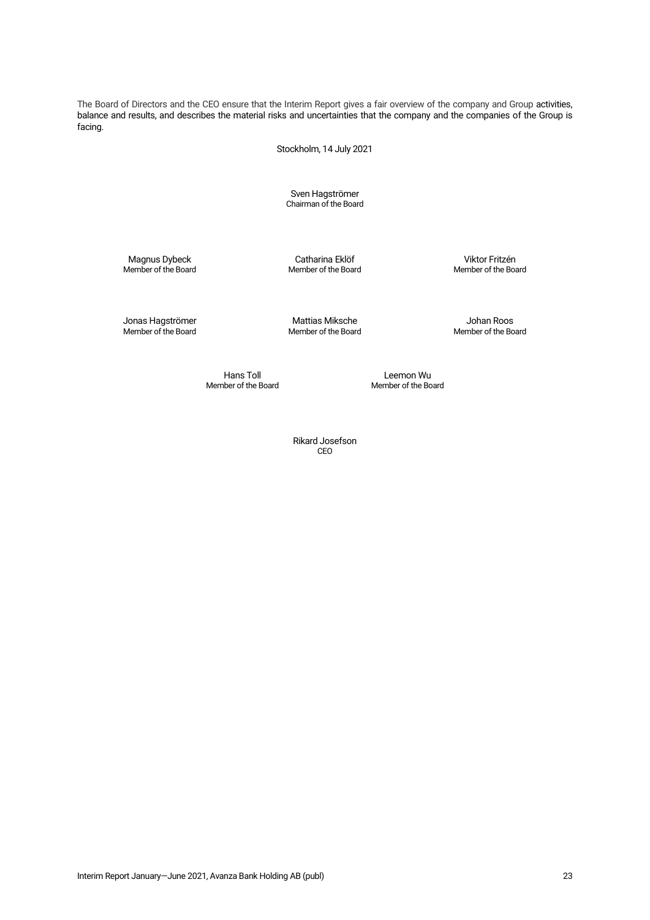The Board of Directors and the CEO ensure that the Interim Report gives a fair overview of the company and Group activities, balance and results, and describes the material risks and uncertainties that the company and the companies of the Group is facing.

Stockholm, 14 July 2021

Sven Hagströmer
Chairman of the Board

Magnus Dybeck
Member of the Board

Catharina Eklöf
Member of the Board

Viktor Fritzén
Member of the Board

Jonas Hagströmer
Member of the Board

Mattias Miksche
Member of the Board

Johan Roos
Member of the Board

Hans Toll
Member of the Board

Leemon Wu
Member of the Board

Rikard Josefson
CEO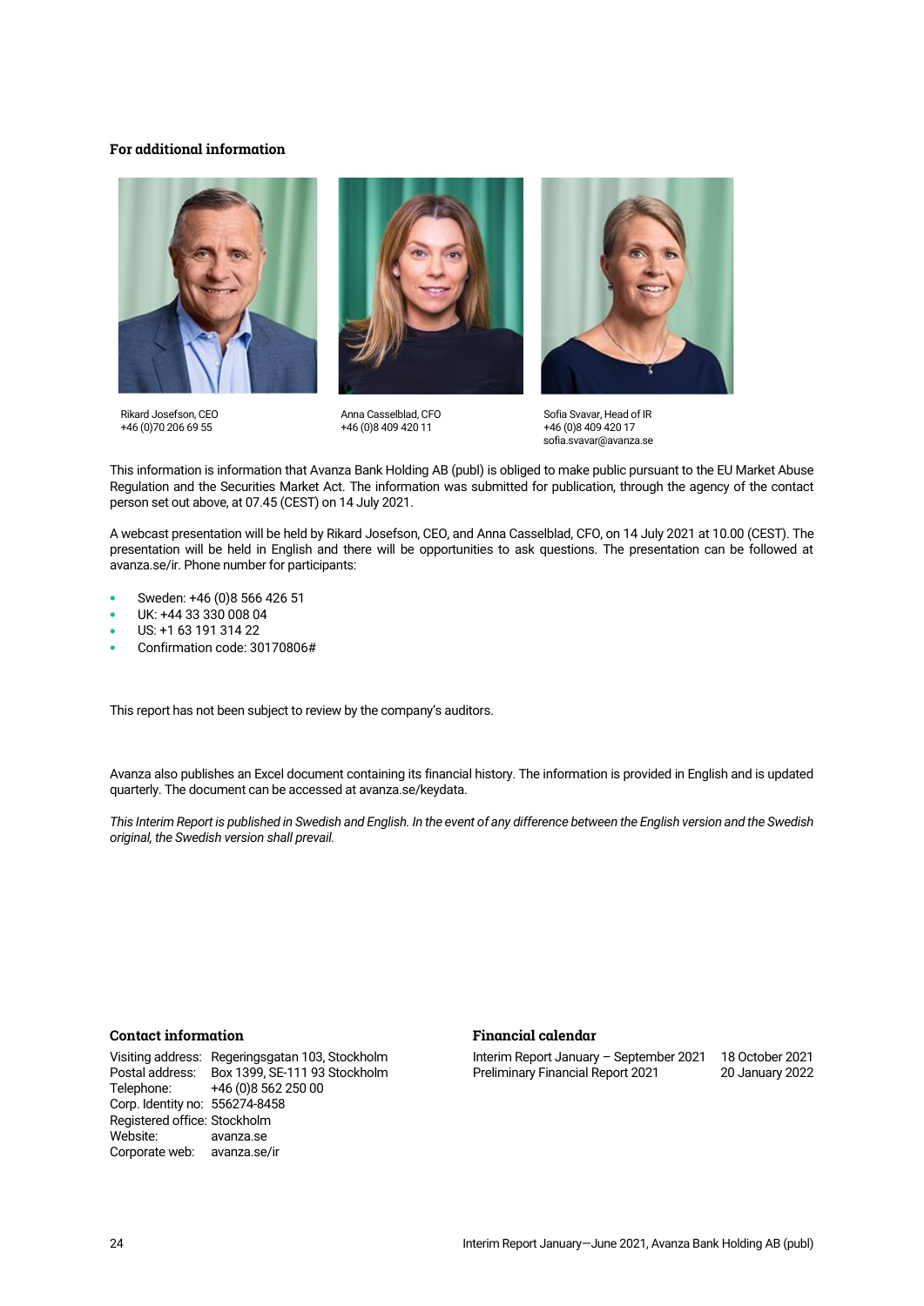### For additional information

Rikard Josefson, CEO
+46 (0)70 206 69 55

Anna Casselblad, CFO
+46 (0)8 409 420 11

Sofia Svavar, Head of IR
+46 (0)8 409 420 17
sofia.svavar@avanza.se

This information is information that Avanza Bank Holding AB (publ) is obliged to make public pursuant to the EU Market Abuse Regulation and the Securities Market Act. The information was submitted for publication, through the agency of the contact person set out above, at 07.45 (CEST) on 14 July 2021.

A webcast presentation will be held by Rikard Josefson, CEO, and Anna Casselblad, CFO, on 14 July 2021 at 10.00 (CEST). The presentation will be held in English and there will be opportunities to ask questions. The presentation can be followed at avanza.se/ir. Phone number for participants:

- Sweden: +46 (0)8 566 426 51
- UK: +44 33 330 008 04
- US: +1 63 191 314 22
- Confirmation code: 30170806#

This report has not been subject to review by the company's auditors.

Avanza also publishes an Excel document containing its financial history. The information is provided in English and is updated quarterly. The document can be accessed at avanza.se/keydata.

*This Interim Report is published in Swedish and English. In the event of any difference between the English version and the Swedish original, the Swedish version shall prevail.*

### Contact information

Visiting address: Regeringsgatan 103, Stockholm
Postal address: Box 1399, SE-111 93 Stockholm
Telephone: +46 (0)8 562 250 00
Corp. Identity no: 556274-8458
Registered office: Stockholm
Website: avanza.se
Corporate web: avanza.se/ir

### Financial calendar

| | |
|---|---|
| Interim Report January – September 2021 | 18 October 2021 |
| Preliminary Financial Report 2021 | 20 January 2022 |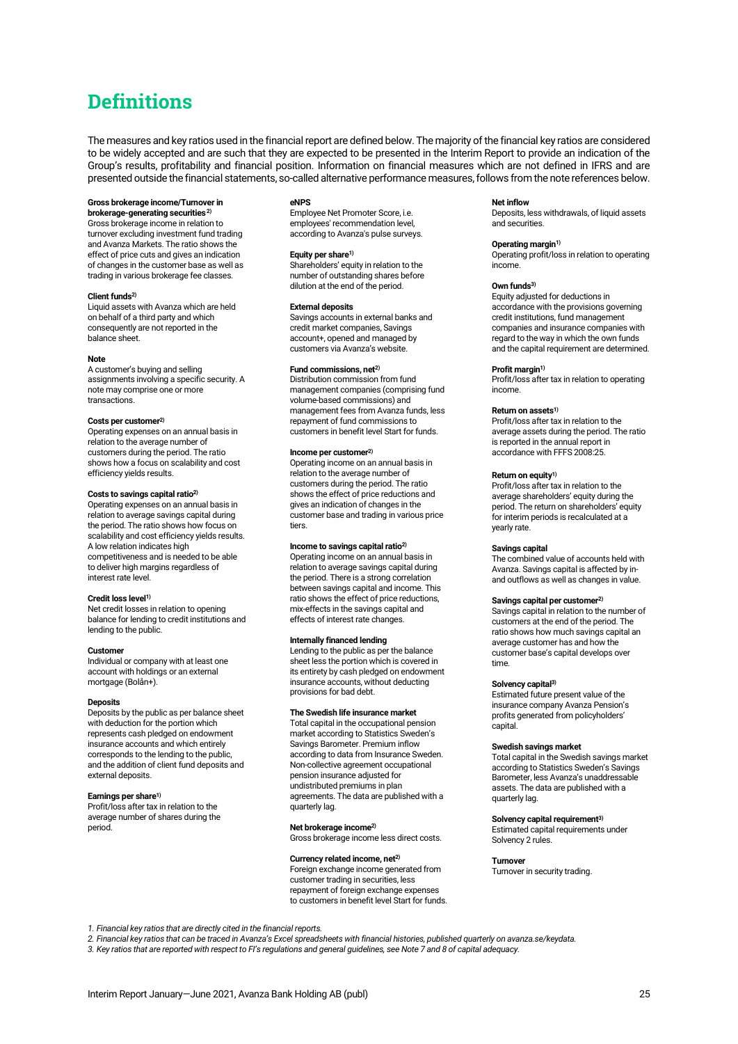# Definitions

The measures and key ratios used in the financial report are defined below. The majority of the financial key ratios are considered to be widely accepted and are such that they are expected to be presented in the Interim Report to provide an indication of the Group's results, profitability and financial position. Information on financial measures which are not defined in IFRS and are presented outside the financial statements, so-called alternative performance measures, follows from the note references below.

**Gross brokerage income/Turnover in brokerage-generating securities[2)]**
Gross brokerage income in relation to turnover excluding investment fund trading and Avanza Markets. The ratio shows the effect of price cuts and gives an indication of changes in the customer base as well as trading in various brokerage fee classes.

**Client funds[2)]**
Liquid assets with Avanza which are held on behalf of a third party and which consequently are not reported in the balance sheet.

**Note**
A customer's buying and selling assignments involving a specific security. A note may comprise one or more transactions.

**Costs per customer[2)]**
Operating expenses on an annual basis in relation to the average number of customers during the period. The ratio shows how a focus on scalability and cost efficiency yields results.

**Costs to savings capital ratio[2)]**
Operating expenses on an annual basis in relation to average savings capital during the period. The ratio shows how focus on scalability and cost efficiency yields results. A low relation indicates high competitiveness and is needed to be able to deliver high margins regardless of interest rate level.

**Credit loss level[1)]**
Net credit losses in relation to opening balance for lending to credit institutions and lending to the public.

**Customer**
Individual or company with at least one account with holdings or an external mortgage (Bolån+).

**Deposits**
Deposits by the public as per balance sheet with deduction for the portion which represents cash pledged on endowment insurance accounts and which entirely corresponds to the lending to the public, and the addition of client fund deposits and external deposits.

**Earnings per share[1)]**
Profit/loss after tax in relation to the average number of shares during the period.

**eNPS**
Employee Net Promoter Score, i.e. employees' recommendation level, according to Avanza's pulse surveys.

**Equity per share[1)]**
Shareholders' equity in relation to the number of outstanding shares before dilution at the end of the period.

**External deposits**
Savings accounts in external banks and credit market companies, Savings account+, opened and managed by customers via Avanza's website.

**Fund commissions, net[2)]**
Distribution commission from fund management companies (comprising fund volume-based commissions) and management fees from Avanza funds, less repayment of fund commissions to customers in benefit level Start for funds.

**Income per customer[2)]**
Operating income on an annual basis in relation to the average number of customers during the period. The ratio shows the effect of price reductions and gives an indication of changes in the customer base and trading in various price tiers.

**Income to savings capital ratio[2)]**
Operating income on an annual basis in relation to average savings capital during the period. There is a strong correlation between savings capital and income. This ratio shows the effect of price reductions, mix-effects in the savings capital and effects of interest rate changes.

**Internally financed lending**
Lending to the public as per the balance sheet less the portion which is covered in its entirety by cash pledged on endowment insurance accounts, without deducting provisions for bad debt.

**The Swedish life insurance market**
Total capital in the occupational pension market according to Statistics Sweden's Savings Barometer. Premium inflow according to data from Insurance Sweden. Non-collective agreement occupational pension insurance adjusted for undistributed premiums in plan agreements. The data are published with a quarterly lag.

**Net brokerage income[2)]**
Gross brokerage income less direct costs.

**Currency related income, net[2)]**
Foreign exchange income generated from customer trading in securities, less repayment of foreign exchange expenses to customers in benefit level Start for funds.

**Net inflow**
Deposits, less withdrawals, of liquid assets and securities.

**Operating margin[1)]**
Operating profit/loss in relation to operating income.

**Own funds[3)]**
Equity adjusted for deductions in accordance with the provisions governing credit institutions, fund management companies and insurance companies with regard to the way in which the own funds and the capital requirement are determined.

**Profit margin[1)]**
Profit/loss after tax in relation to operating income.

**Return on assets[1)]**
Profit/loss after tax in relation to the average assets during the period. The ratio is reported in the annual report in accordance with FFFS 2008:25.

**Return on equity[1)]**
Profit/loss after tax in relation to the average shareholders' equity during the period. The return on shareholders' equity for interim periods is recalculated at a yearly rate.

**Savings capital**
The combined value of accounts held with Avanza. Savings capital is affected by in- and outflows as well as changes in value.

**Savings capital per customer[2)]**
Savings capital in relation to the number of customers at the end of the period. The ratio shows how much savings capital an average customer has and how the customer base's capital develops over time.

**Solvency capital[3)]**
Estimated future present value of the insurance company Avanza Pension's profits generated from policyholders' capital.

**Swedish savings market**
Total capital in the Swedish savings market according to Statistics Sweden's Savings Barometer, less Avanza's unaddressable assets. The data are published with a quarterly lag.

**Solvency capital requirement[3)]**
Estimated capital requirements under Solvency 2 rules.

**Turnover**
Turnover in security trading.

*1. Financial key ratios that are directly cited in the financial reports.*
*2. Financial key ratios that can be traced in Avanza's Excel spreadsheets with financial histories, published quarterly on avanza.se/keydata.*
*3. Key ratios that are reported with respect to FI's regulations and general guidelines, see Note 7 and 8 of capital adequacy.*